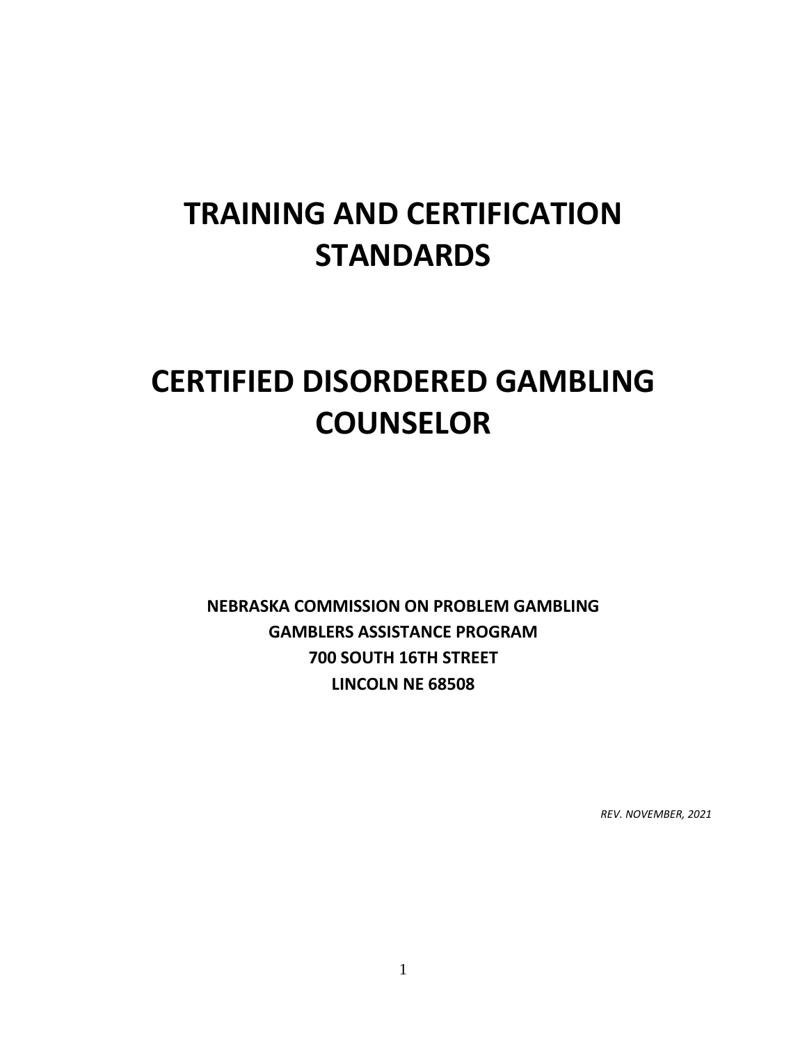# TRAINING AND CERTIFICATION STANDARDS

# CERTIFIED DISORDERED GAMBLING COUNSELOR

**NEBRASKA COMMISSION ON PROBLEM GAMBLING**
**GAMBLERS ASSISTANCE PROGRAM**
**700 SOUTH 16TH STREET**
**LINCOLN NE 68508**

*REV. NOVEMBER, 2021*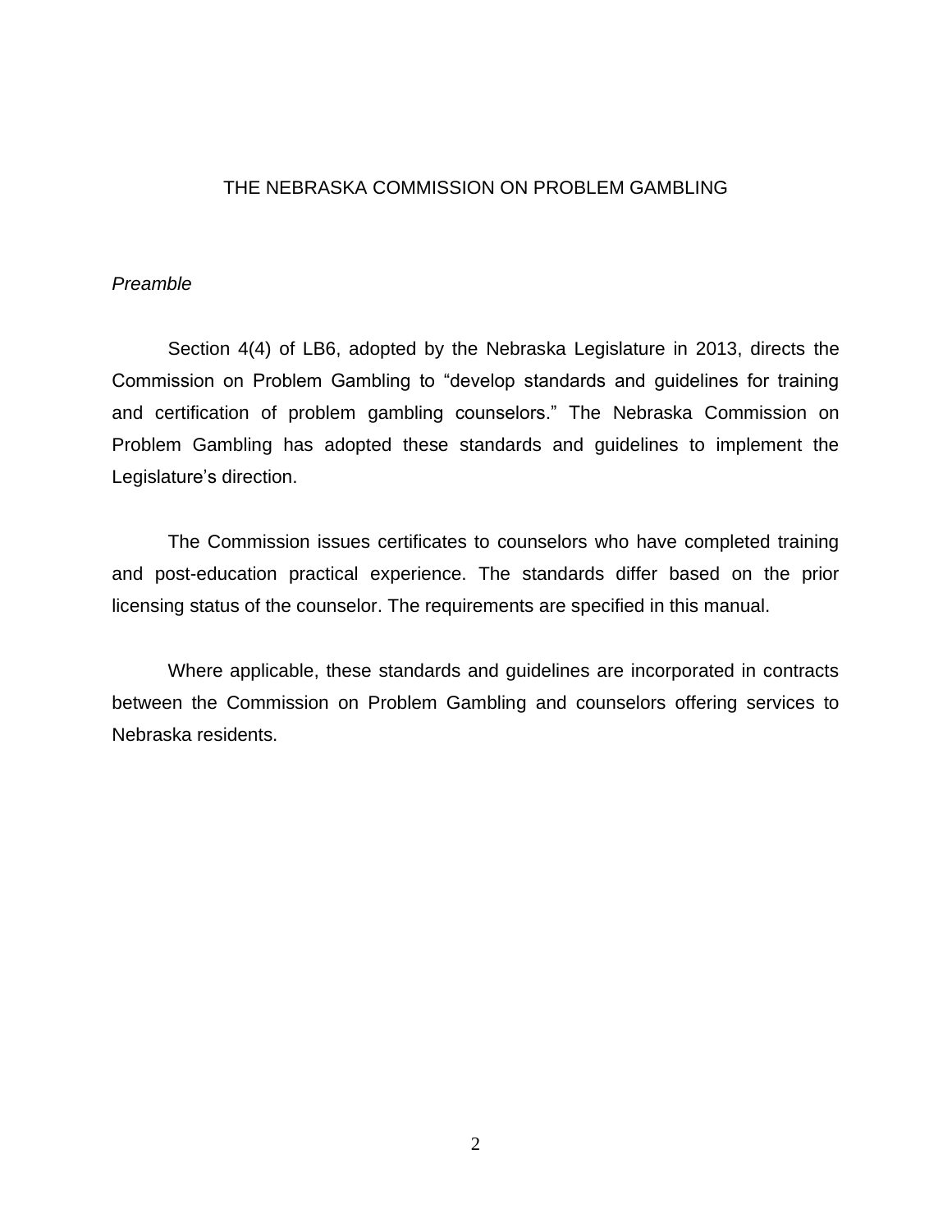# THE NEBRASKA COMMISSION ON PROBLEM GAMBLING

*Preamble*

Section 4(4) of LB6, adopted by the Nebraska Legislature in 2013, directs the Commission on Problem Gambling to “develop standards and guidelines for training and certification of problem gambling counselors.” The Nebraska Commission on Problem Gambling has adopted these standards and guidelines to implement the Legislature’s direction.

The Commission issues certificates to counselors who have completed training and post-education practical experience. The standards differ based on the prior licensing status of the counselor. The requirements are specified in this manual.

Where applicable, these standards and guidelines are incorporated in contracts between the Commission on Problem Gambling and counselors offering services to Nebraska residents.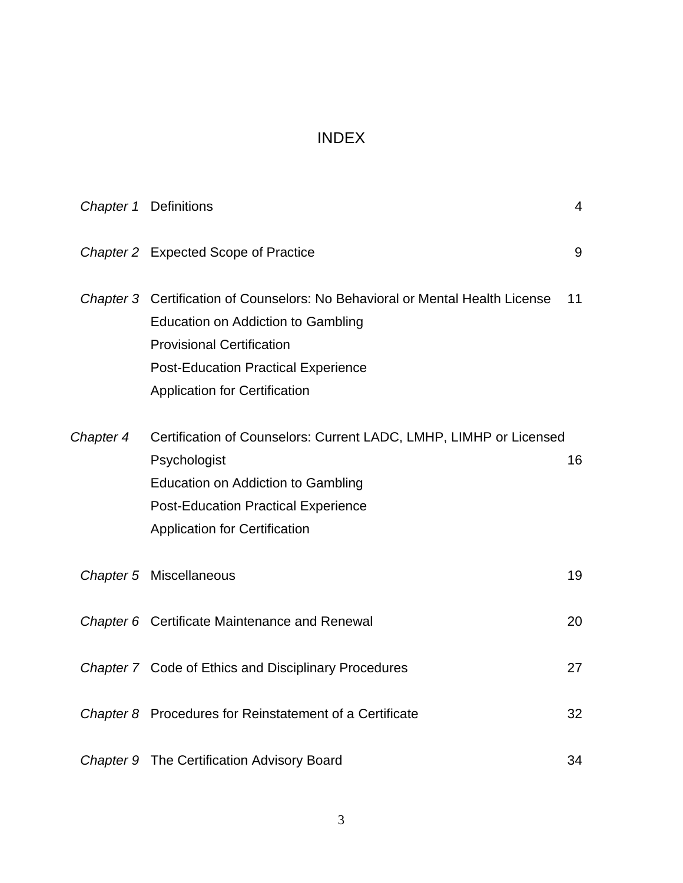# INDEX

| | | |
|---|---|---|
| *Chapter 1* | Definitions | 4 |
| *Chapter 2* | Expected Scope of Practice | 9 |
| *Chapter 3* | Certification of Counselors: No Behavioral or Mental Health License<br>Education on Addiction to Gambling<br>Provisional Certification<br>Post-Education Practical Experience<br>Application for Certification | 11 |
| *Chapter 4* | Certification of Counselors: Current LADC, LMHP, LIMHP or Licensed Psychologist<br>Education on Addiction to Gambling<br>Post-Education Practical Experience<br>Application for Certification | 16 |
| *Chapter 5* | Miscellaneous | 19 |
| *Chapter 6* | Certificate Maintenance and Renewal | 20 |
| *Chapter 7* | Code of Ethics and Disciplinary Procedures | 27 |
| *Chapter 8* | Procedures for Reinstatement of a Certificate | 32 |
| *Chapter 9* | The Certification Advisory Board | 34 |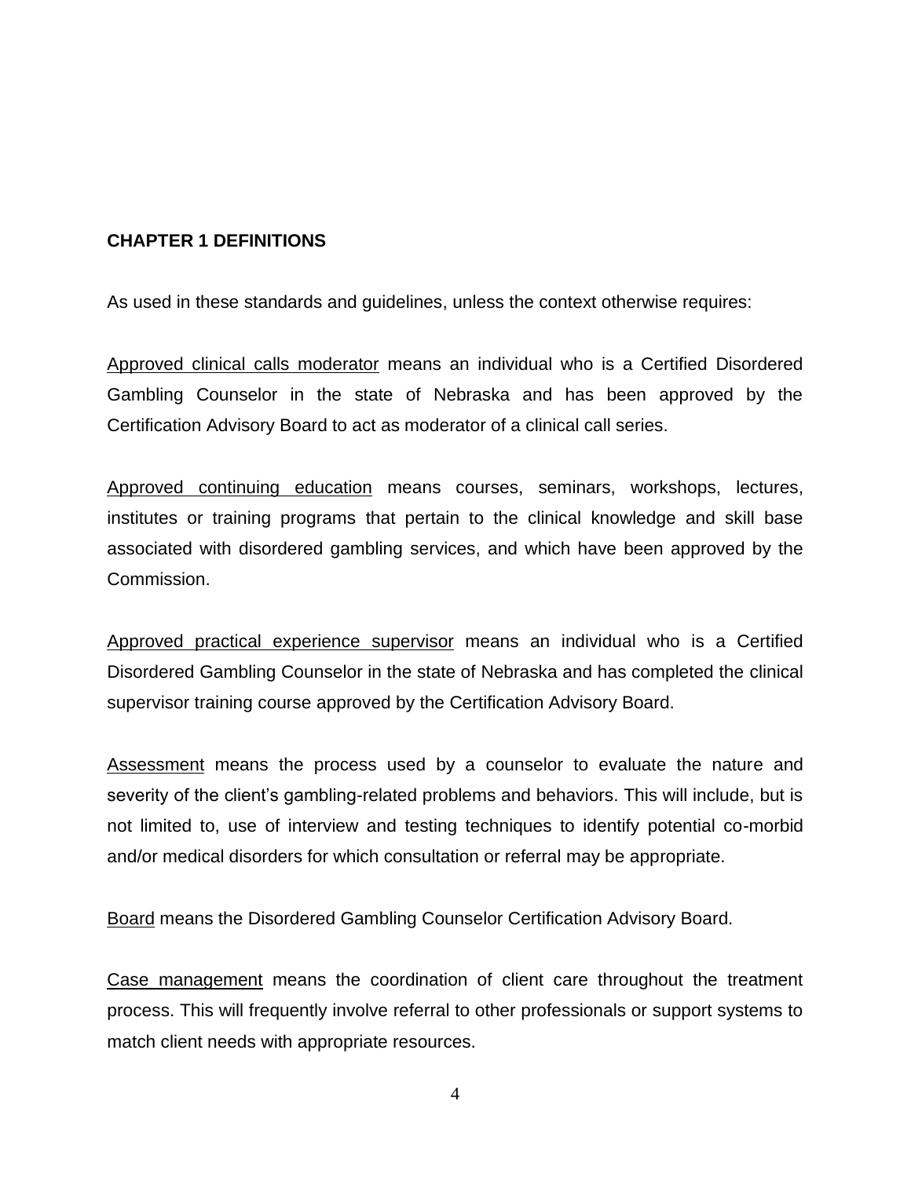## CHAPTER 1 DEFINITIONS

As used in these standards and guidelines, unless the context otherwise requires:

Approved clinical calls moderator means an individual who is a Certified Disordered Gambling Counselor in the state of Nebraska and has been approved by the Certification Advisory Board to act as moderator of a clinical call series.

Approved continuing education means courses, seminars, workshops, lectures, institutes or training programs that pertain to the clinical knowledge and skill base associated with disordered gambling services, and which have been approved by the Commission.

Approved practical experience supervisor means an individual who is a Certified Disordered Gambling Counselor in the state of Nebraska and has completed the clinical supervisor training course approved by the Certification Advisory Board.

Assessment means the process used by a counselor to evaluate the nature and severity of the client's gambling-related problems and behaviors. This will include, but is not limited to, use of interview and testing techniques to identify potential co-morbid and/or medical disorders for which consultation or referral may be appropriate.

Board means the Disordered Gambling Counselor Certification Advisory Board.

Case management means the coordination of client care throughout the treatment process. This will frequently involve referral to other professionals or support systems to match client needs with appropriate resources.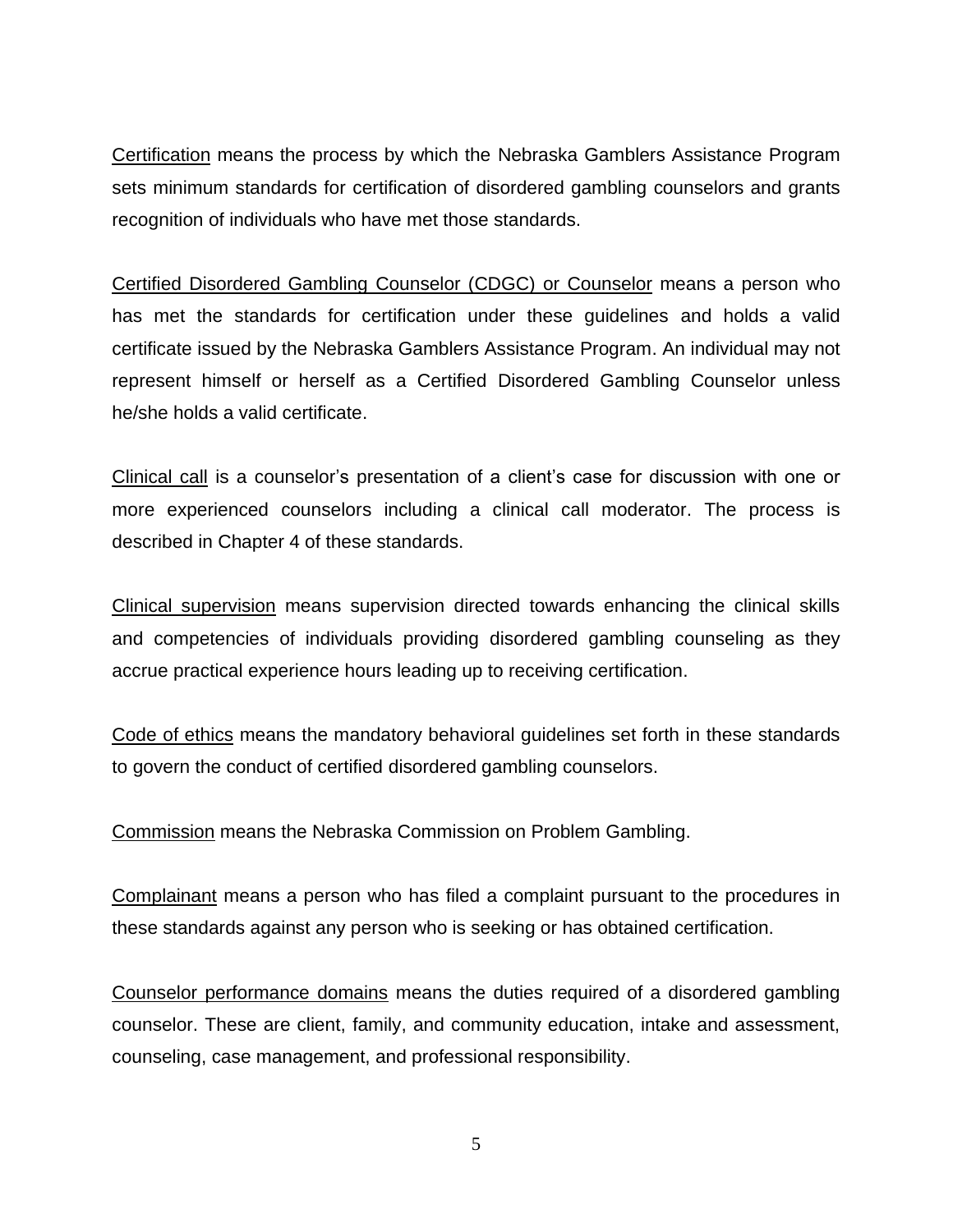Certification means the process by which the Nebraska Gamblers Assistance Program sets minimum standards for certification of disordered gambling counselors and grants recognition of individuals who have met those standards.

Certified Disordered Gambling Counselor (CDGC) or Counselor means a person who has met the standards for certification under these guidelines and holds a valid certificate issued by the Nebraska Gamblers Assistance Program. An individual may not represent himself or herself as a Certified Disordered Gambling Counselor unless he/she holds a valid certificate.

Clinical call is a counselor's presentation of a client's case for discussion with one or more experienced counselors including a clinical call moderator. The process is described in Chapter 4 of these standards.

Clinical supervision means supervision directed towards enhancing the clinical skills and competencies of individuals providing disordered gambling counseling as they accrue practical experience hours leading up to receiving certification.

Code of ethics means the mandatory behavioral guidelines set forth in these standards to govern the conduct of certified disordered gambling counselors.

Commission means the Nebraska Commission on Problem Gambling.

Complainant means a person who has filed a complaint pursuant to the procedures in these standards against any person who is seeking or has obtained certification.

Counselor performance domains means the duties required of a disordered gambling counselor. These are client, family, and community education, intake and assessment, counseling, case management, and professional responsibility.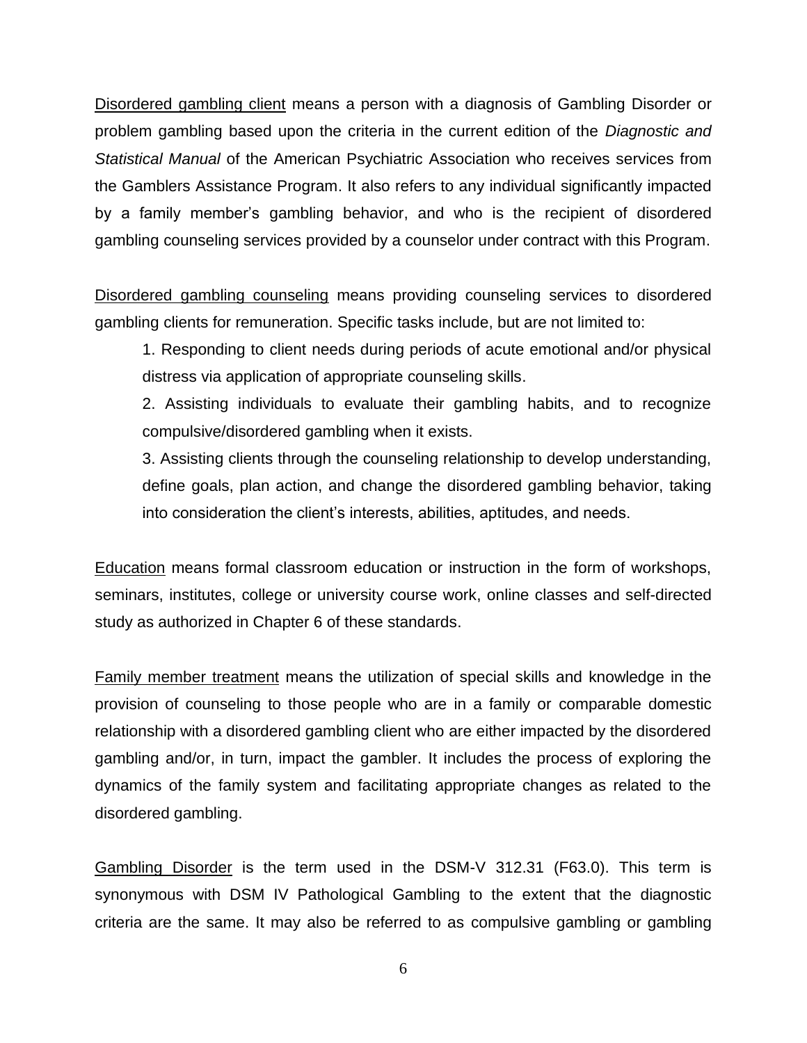<u>Disordered gambling client</u> means a person with a diagnosis of Gambling Disorder or problem gambling based upon the criteria in the current edition of the *Diagnostic and Statistical Manual* of the American Psychiatric Association who receives services from the Gamblers Assistance Program. It also refers to any individual significantly impacted by a family member's gambling behavior, and who is the recipient of disordered gambling counseling services provided by a counselor under contract with this Program.

<u>Disordered gambling counseling</u> means providing counseling services to disordered gambling clients for remuneration. Specific tasks include, but are not limited to:

1. Responding to client needs during periods of acute emotional and/or physical distress via application of appropriate counseling skills.
2. Assisting individuals to evaluate their gambling habits, and to recognize compulsive/disordered gambling when it exists.
3. Assisting clients through the counseling relationship to develop understanding, define goals, plan action, and change the disordered gambling behavior, taking into consideration the client's interests, abilities, aptitudes, and needs.

<u>Education</u> means formal classroom education or instruction in the form of workshops, seminars, institutes, college or university course work, online classes and self-directed study as authorized in Chapter 6 of these standards.

<u>Family member treatment</u> means the utilization of special skills and knowledge in the provision of counseling to those people who are in a family or comparable domestic relationship with a disordered gambling client who are either impacted by the disordered gambling and/or, in turn, impact the gambler. It includes the process of exploring the dynamics of the family system and facilitating appropriate changes as related to the disordered gambling.

<u>Gambling Disorder</u> is the term used in the DSM-V 312.31 (F63.0). This term is synonymous with DSM IV Pathological Gambling to the extent that the diagnostic criteria are the same. It may also be referred to as compulsive gambling or gambling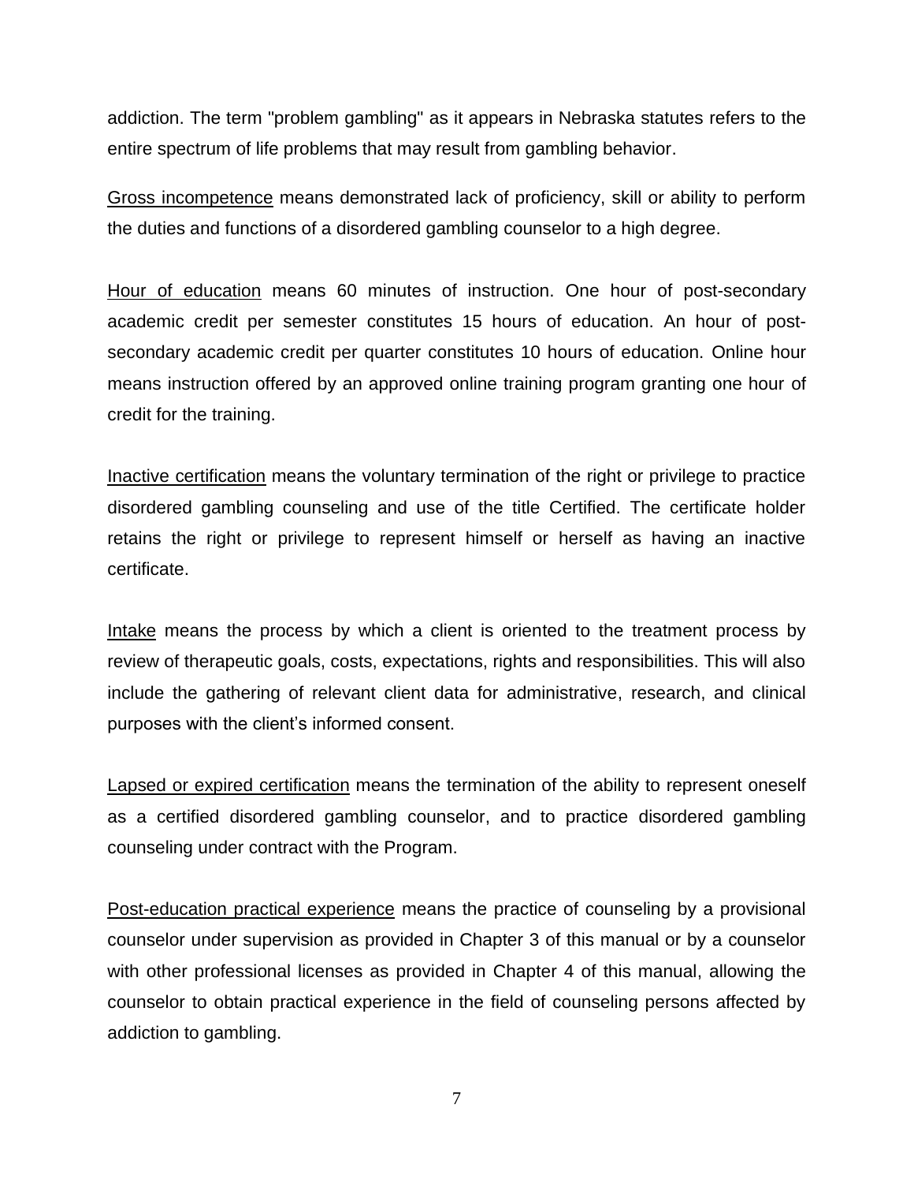addiction. The term "problem gambling" as it appears in Nebraska statutes refers to the entire spectrum of life problems that may result from gambling behavior.

<u>Gross incompetence</u> means demonstrated lack of proficiency, skill or ability to perform the duties and functions of a disordered gambling counselor to a high degree.

<u>Hour of education</u> means 60 minutes of instruction. One hour of post-secondary academic credit per semester constitutes 15 hours of education. An hour of post-secondary academic credit per quarter constitutes 10 hours of education. Online hour means instruction offered by an approved online training program granting one hour of credit for the training.

<u>Inactive certification</u> means the voluntary termination of the right or privilege to practice disordered gambling counseling and use of the title Certified. The certificate holder retains the right or privilege to represent himself or herself as having an inactive certificate.

<u>Intake</u> means the process by which a client is oriented to the treatment process by review of therapeutic goals, costs, expectations, rights and responsibilities. This will also include the gathering of relevant client data for administrative, research, and clinical purposes with the client's informed consent.

<u>Lapsed or expired certification</u> means the termination of the ability to represent oneself as a certified disordered gambling counselor, and to practice disordered gambling counseling under contract with the Program.

<u>Post-education practical experience</u> means the practice of counseling by a provisional counselor under supervision as provided in Chapter 3 of this manual or by a counselor with other professional licenses as provided in Chapter 4 of this manual, allowing the counselor to obtain practical experience in the field of counseling persons affected by addiction to gambling.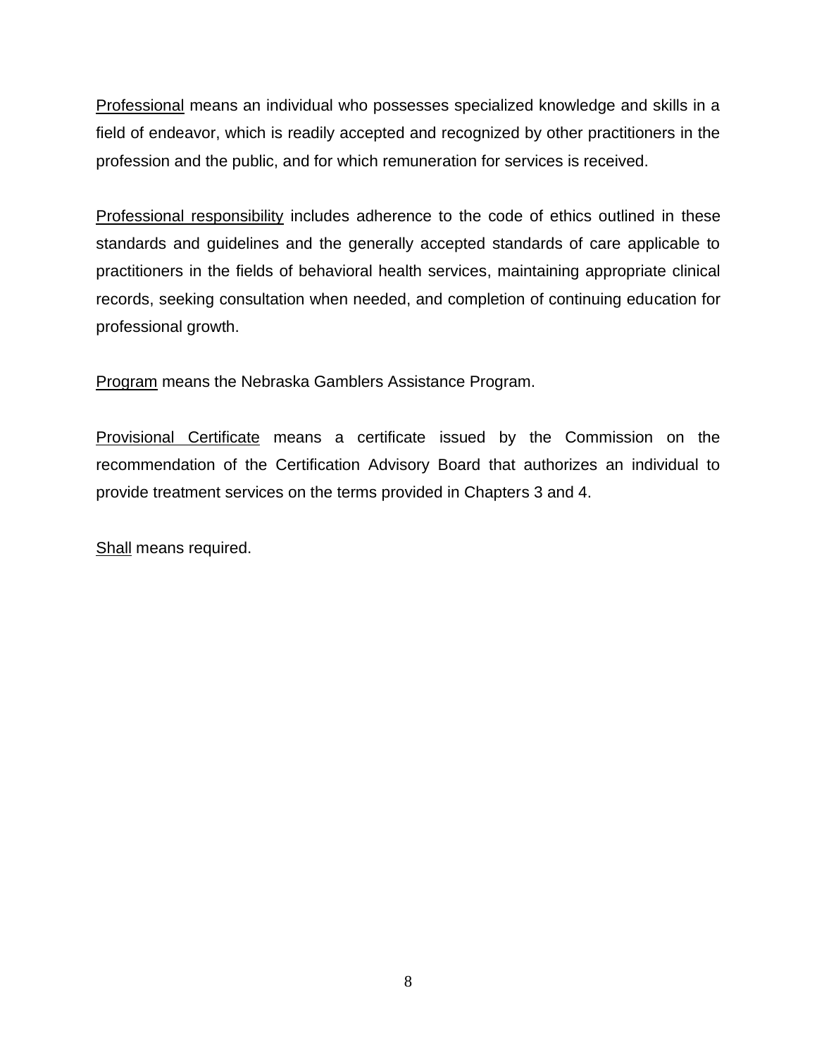Professional means an individual who possesses specialized knowledge and skills in a field of endeavor, which is readily accepted and recognized by other practitioners in the profession and the public, and for which remuneration for services is received.

Professional responsibility includes adherence to the code of ethics outlined in these standards and guidelines and the generally accepted standards of care applicable to practitioners in the fields of behavioral health services, maintaining appropriate clinical records, seeking consultation when needed, and completion of continuing education for professional growth.

Program means the Nebraska Gamblers Assistance Program.

Provisional Certificate means a certificate issued by the Commission on the recommendation of the Certification Advisory Board that authorizes an individual to provide treatment services on the terms provided in Chapters 3 and 4.

Shall means required.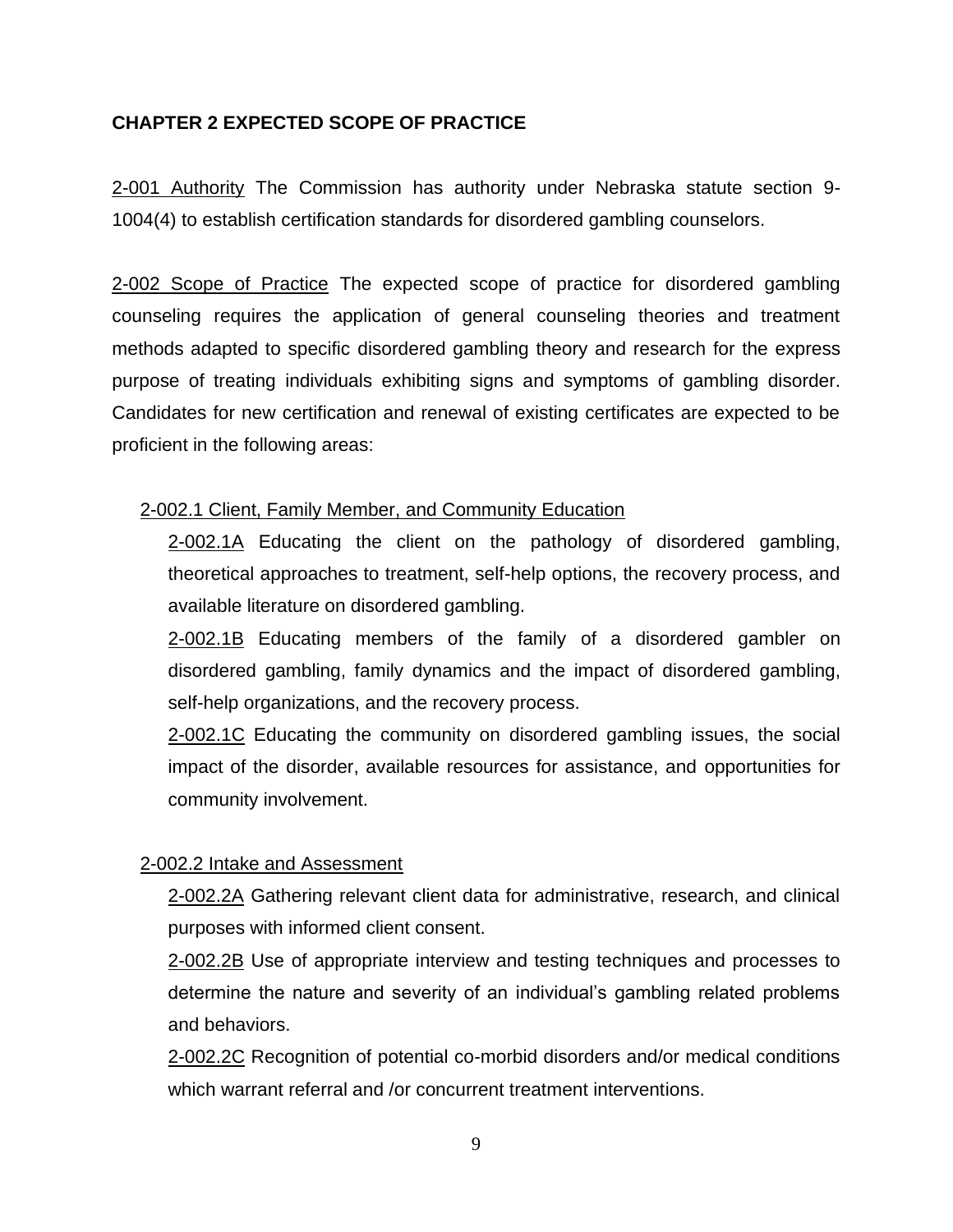## CHAPTER 2 EXPECTED SCOPE OF PRACTICE

2-001 Authority The Commission has authority under Nebraska statute section 9-1004(4) to establish certification standards for disordered gambling counselors.

2-002 Scope of Practice The expected scope of practice for disordered gambling counseling requires the application of general counseling theories and treatment methods adapted to specific disordered gambling theory and research for the express purpose of treating individuals exhibiting signs and symptoms of gambling disorder. Candidates for new certification and renewal of existing certificates are expected to be proficient in the following areas:

2-002.1 Client, Family Member, and Community Education

2-002.1A Educating the client on the pathology of disordered gambling, theoretical approaches to treatment, self-help options, the recovery process, and available literature on disordered gambling.

2-002.1B Educating members of the family of a disordered gambler on disordered gambling, family dynamics and the impact of disordered gambling, self-help organizations, and the recovery process.

2-002.1C Educating the community on disordered gambling issues, the social impact of the disorder, available resources for assistance, and opportunities for community involvement.

2-002.2 Intake and Assessment

2-002.2A Gathering relevant client data for administrative, research, and clinical purposes with informed client consent.

2-002.2B Use of appropriate interview and testing techniques and processes to determine the nature and severity of an individual's gambling related problems and behaviors.

2-002.2C Recognition of potential co-morbid disorders and/or medical conditions which warrant referral and /or concurrent treatment interventions.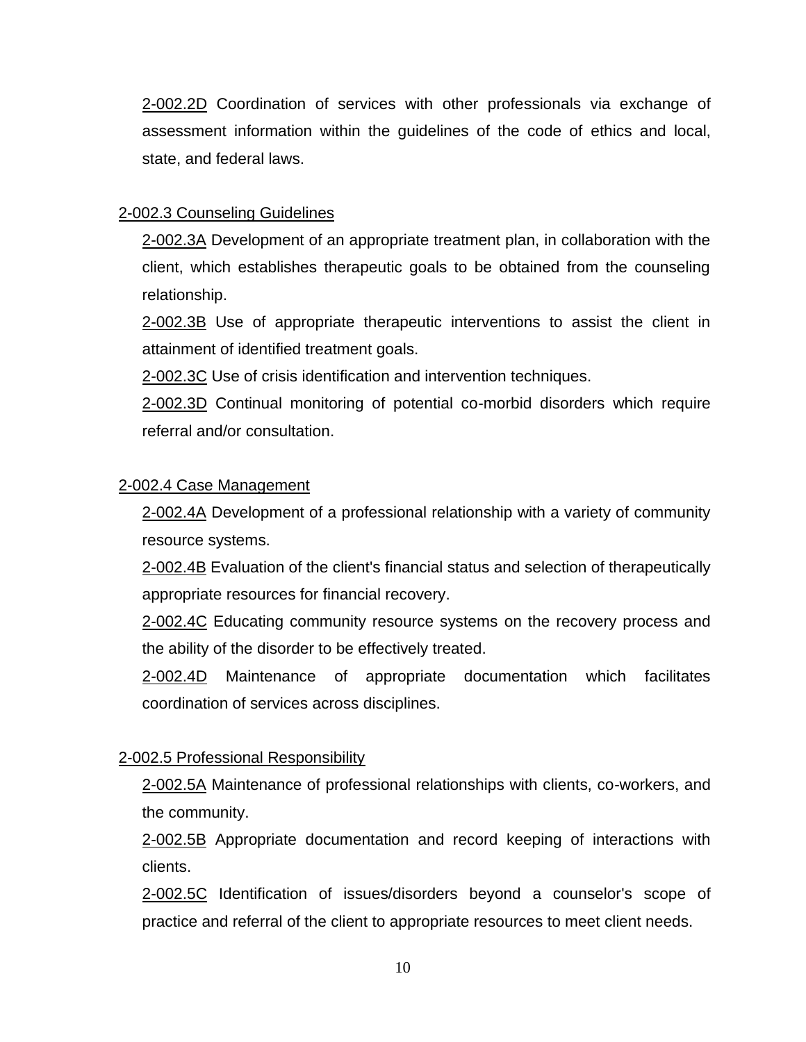2-002.2D Coordination of services with other professionals via exchange of assessment information within the guidelines of the code of ethics and local, state, and federal laws.

2-002.3 Counseling Guidelines

2-002.3A Development of an appropriate treatment plan, in collaboration with the client, which establishes therapeutic goals to be obtained from the counseling relationship.

2-002.3B Use of appropriate therapeutic interventions to assist the client in attainment of identified treatment goals.

2-002.3C Use of crisis identification and intervention techniques.

2-002.3D Continual monitoring of potential co-morbid disorders which require referral and/or consultation.

2-002.4 Case Management

2-002.4A Development of a professional relationship with a variety of community resource systems.

2-002.4B Evaluation of the client's financial status and selection of therapeutically appropriate resources for financial recovery.

2-002.4C Educating community resource systems on the recovery process and the ability of the disorder to be effectively treated.

2-002.4D Maintenance of appropriate documentation which facilitates coordination of services across disciplines.

2-002.5 Professional Responsibility

2-002.5A Maintenance of professional relationships with clients, co-workers, and the community.

2-002.5B Appropriate documentation and record keeping of interactions with clients.

2-002.5C Identification of issues/disorders beyond a counselor's scope of practice and referral of the client to appropriate resources to meet client needs.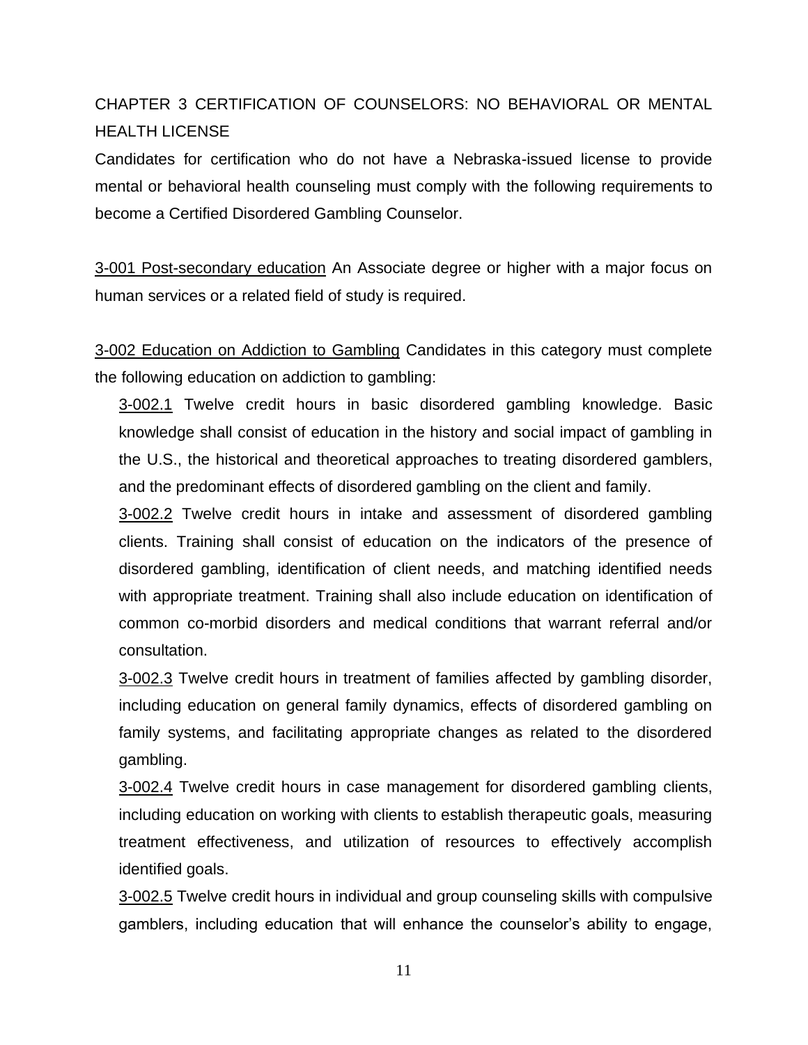## CHAPTER 3 CERTIFICATION OF COUNSELORS: NO BEHAVIORAL OR MENTAL HEALTH LICENSE

Candidates for certification who do not have a Nebraska-issued license to provide mental or behavioral health counseling must comply with the following requirements to become a Certified Disordered Gambling Counselor.

3-001 Post-secondary education An Associate degree or higher with a major focus on human services or a related field of study is required.

3-002 Education on Addiction to Gambling Candidates in this category must complete the following education on addiction to gambling:

3-002.1 Twelve credit hours in basic disordered gambling knowledge. Basic knowledge shall consist of education in the history and social impact of gambling in the U.S., the historical and theoretical approaches to treating disordered gamblers, and the predominant effects of disordered gambling on the client and family.

3-002.2 Twelve credit hours in intake and assessment of disordered gambling clients. Training shall consist of education on the indicators of the presence of disordered gambling, identification of client needs, and matching identified needs with appropriate treatment. Training shall also include education on identification of common co-morbid disorders and medical conditions that warrant referral and/or consultation.

3-002.3 Twelve credit hours in treatment of families affected by gambling disorder, including education on general family dynamics, effects of disordered gambling on family systems, and facilitating appropriate changes as related to the disordered gambling.

3-002.4 Twelve credit hours in case management for disordered gambling clients, including education on working with clients to establish therapeutic goals, measuring treatment effectiveness, and utilization of resources to effectively accomplish identified goals.

3-002.5 Twelve credit hours in individual and group counseling skills with compulsive gamblers, including education that will enhance the counselor's ability to engage,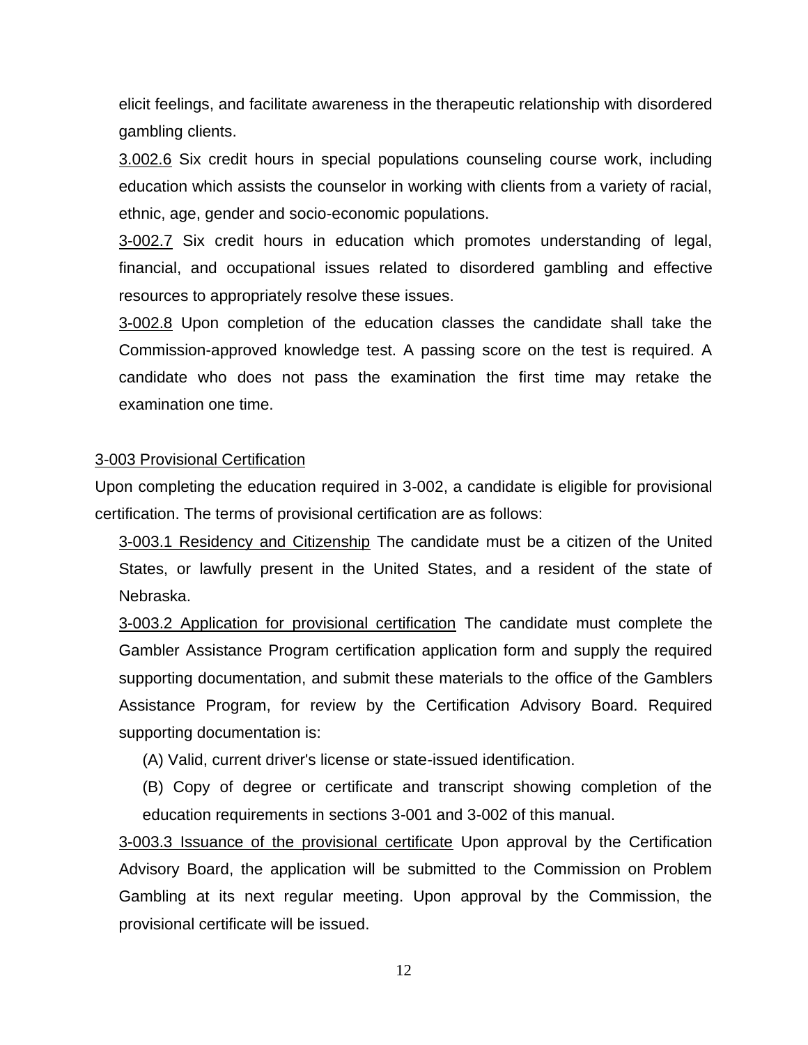elicit feelings, and facilitate awareness in the therapeutic relationship with disordered gambling clients.

3.002.6 Six credit hours in special populations counseling course work, including education which assists the counselor in working with clients from a variety of racial, ethnic, age, gender and socio-economic populations.

3-002.7 Six credit hours in education which promotes understanding of legal, financial, and occupational issues related to disordered gambling and effective resources to appropriately resolve these issues.

3-002.8 Upon completion of the education classes the candidate shall take the Commission-approved knowledge test. A passing score on the test is required. A candidate who does not pass the examination the first time may retake the examination one time.

## 3-003 Provisional Certification

Upon completing the education required in 3-002, a candidate is eligible for provisional certification. The terms of provisional certification are as follows:

3-003.1 Residency and Citizenship The candidate must be a citizen of the United States, or lawfully present in the United States, and a resident of the state of Nebraska.

3-003.2 Application for provisional certification The candidate must complete the Gambler Assistance Program certification application form and supply the required supporting documentation, and submit these materials to the office of the Gamblers Assistance Program, for review by the Certification Advisory Board. Required supporting documentation is:

(A) Valid, current driver's license or state-issued identification.

(B) Copy of degree or certificate and transcript showing completion of the education requirements in sections 3-001 and 3-002 of this manual.

3-003.3 Issuance of the provisional certificate Upon approval by the Certification Advisory Board, the application will be submitted to the Commission on Problem Gambling at its next regular meeting. Upon approval by the Commission, the provisional certificate will be issued.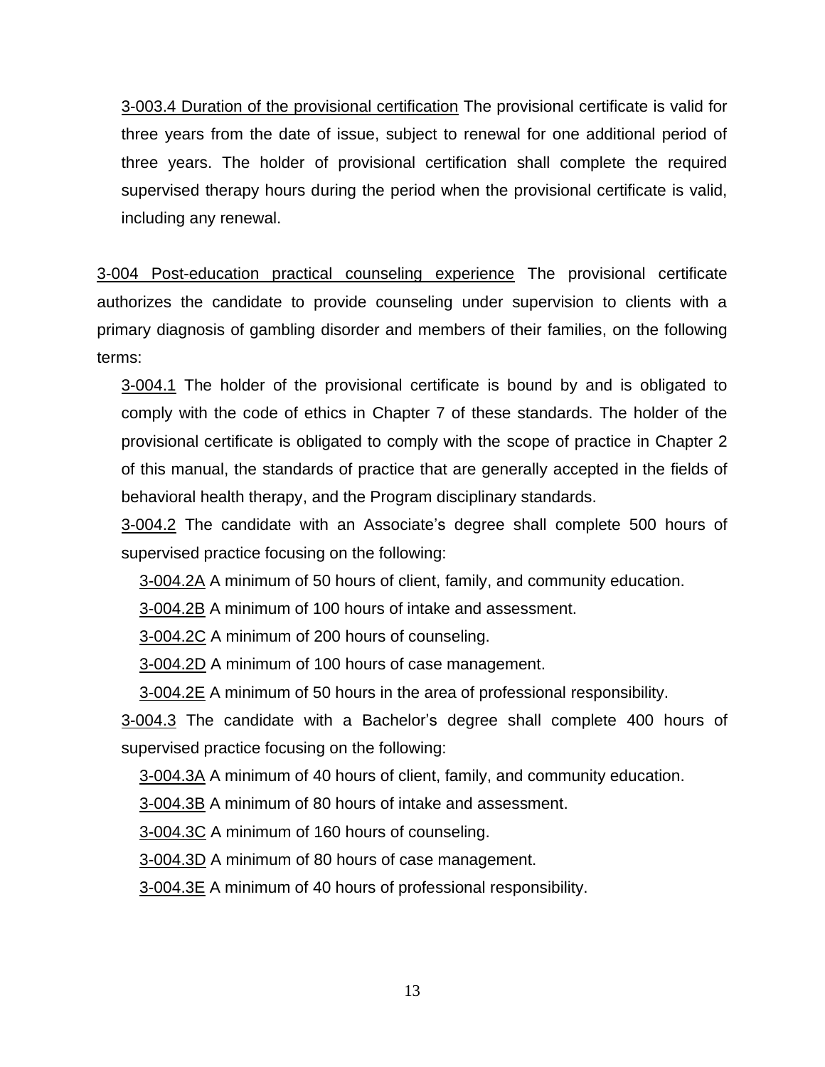3-003.4 Duration of the provisional certification The provisional certificate is valid for three years from the date of issue, subject to renewal for one additional period of three years. The holder of provisional certification shall complete the required supervised therapy hours during the period when the provisional certificate is valid, including any renewal.

3-004 Post-education practical counseling experience The provisional certificate authorizes the candidate to provide counseling under supervision to clients with a primary diagnosis of gambling disorder and members of their families, on the following terms:

3-004.1 The holder of the provisional certificate is bound by and is obligated to comply with the code of ethics in Chapter 7 of these standards. The holder of the provisional certificate is obligated to comply with the scope of practice in Chapter 2 of this manual, the standards of practice that are generally accepted in the fields of behavioral health therapy, and the Program disciplinary standards.

3-004.2 The candidate with an Associate's degree shall complete 500 hours of supervised practice focusing on the following:

3-004.2A A minimum of 50 hours of client, family, and community education.

3-004.2B A minimum of 100 hours of intake and assessment.

3-004.2C A minimum of 200 hours of counseling.

3-004.2D A minimum of 100 hours of case management.

3-004.2E A minimum of 50 hours in the area of professional responsibility.

3-004.3 The candidate with a Bachelor's degree shall complete 400 hours of supervised practice focusing on the following:

3-004.3A A minimum of 40 hours of client, family, and community education.

3-004.3B A minimum of 80 hours of intake and assessment.

3-004.3C A minimum of 160 hours of counseling.

3-004.3D A minimum of 80 hours of case management.

3-004.3E A minimum of 40 hours of professional responsibility.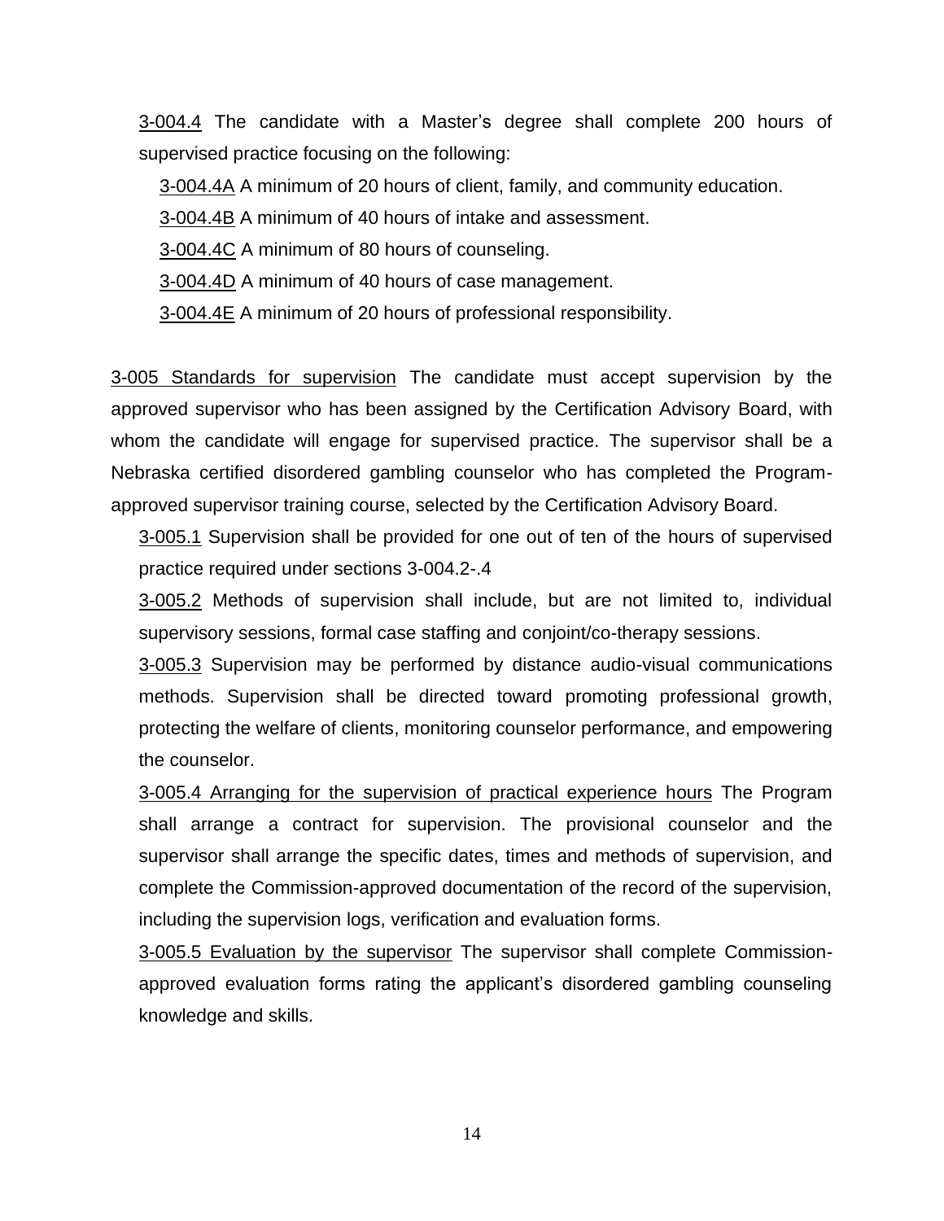3-004.4 The candidate with a Master's degree shall complete 200 hours of supervised practice focusing on the following:

3-004.4A A minimum of 20 hours of client, family, and community education.

3-004.4B A minimum of 40 hours of intake and assessment.

3-004.4C A minimum of 80 hours of counseling.

3-004.4D A minimum of 40 hours of case management.

3-004.4E A minimum of 20 hours of professional responsibility.

3-005 Standards for supervision The candidate must accept supervision by the approved supervisor who has been assigned by the Certification Advisory Board, with whom the candidate will engage for supervised practice. The supervisor shall be a Nebraska certified disordered gambling counselor who has completed the Program-approved supervisor training course, selected by the Certification Advisory Board.

3-005.1 Supervision shall be provided for one out of ten of the hours of supervised practice required under sections 3-004.2-.4

3-005.2 Methods of supervision shall include, but are not limited to, individual supervisory sessions, formal case staffing and conjoint/co-therapy sessions.

3-005.3 Supervision may be performed by distance audio-visual communications methods. Supervision shall be directed toward promoting professional growth, protecting the welfare of clients, monitoring counselor performance, and empowering the counselor.

3-005.4 Arranging for the supervision of practical experience hours The Program shall arrange a contract for supervision. The provisional counselor and the supervisor shall arrange the specific dates, times and methods of supervision, and complete the Commission-approved documentation of the record of the supervision, including the supervision logs, verification and evaluation forms.

3-005.5 Evaluation by the supervisor The supervisor shall complete Commission-approved evaluation forms rating the applicant's disordered gambling counseling knowledge and skills.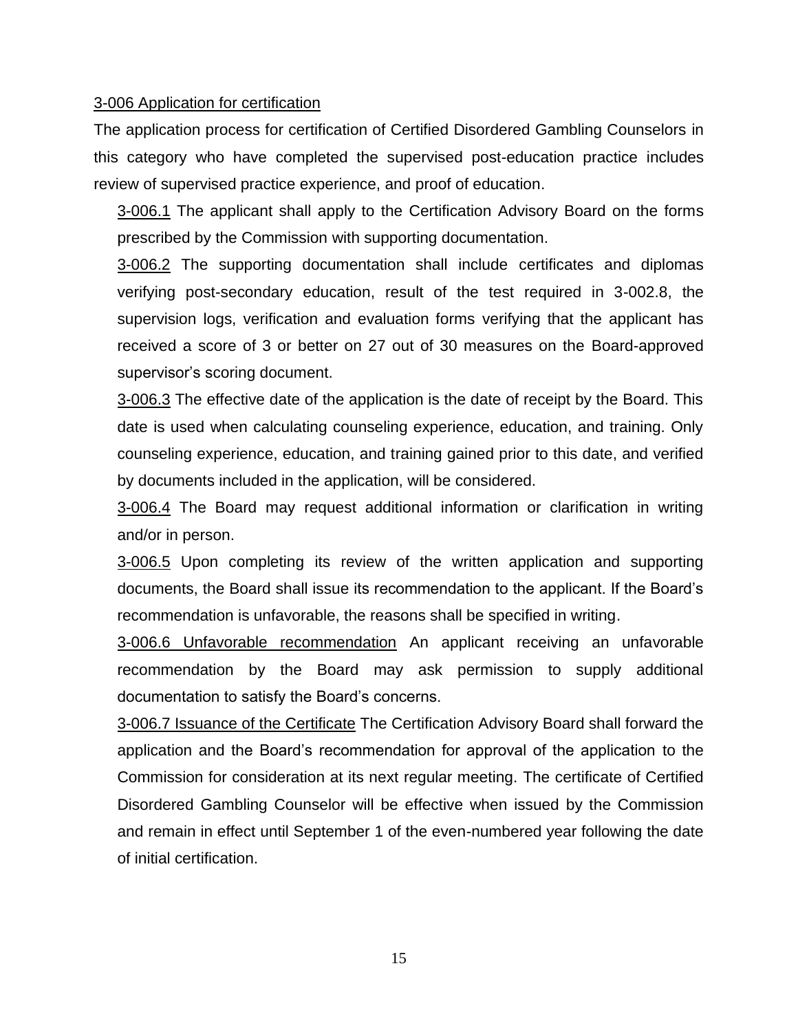3-006 Application for certification

The application process for certification of Certified Disordered Gambling Counselors in this category who have completed the supervised post-education practice includes review of supervised practice experience, and proof of education.

3-006.1 The applicant shall apply to the Certification Advisory Board on the forms prescribed by the Commission with supporting documentation.

3-006.2 The supporting documentation shall include certificates and diplomas verifying post-secondary education, result of the test required in 3-002.8, the supervision logs, verification and evaluation forms verifying that the applicant has received a score of 3 or better on 27 out of 30 measures on the Board-approved supervisor's scoring document.

3-006.3 The effective date of the application is the date of receipt by the Board. This date is used when calculating counseling experience, education, and training. Only counseling experience, education, and training gained prior to this date, and verified by documents included in the application, will be considered.

3-006.4 The Board may request additional information or clarification in writing and/or in person.

3-006.5 Upon completing its review of the written application and supporting documents, the Board shall issue its recommendation to the applicant. If the Board's recommendation is unfavorable, the reasons shall be specified in writing.

3-006.6 Unfavorable recommendation An applicant receiving an unfavorable recommendation by the Board may ask permission to supply additional documentation to satisfy the Board's concerns.

3-006.7 Issuance of the Certificate The Certification Advisory Board shall forward the application and the Board's recommendation for approval of the application to the Commission for consideration at its next regular meeting. The certificate of Certified Disordered Gambling Counselor will be effective when issued by the Commission and remain in effect until September 1 of the even-numbered year following the date of initial certification.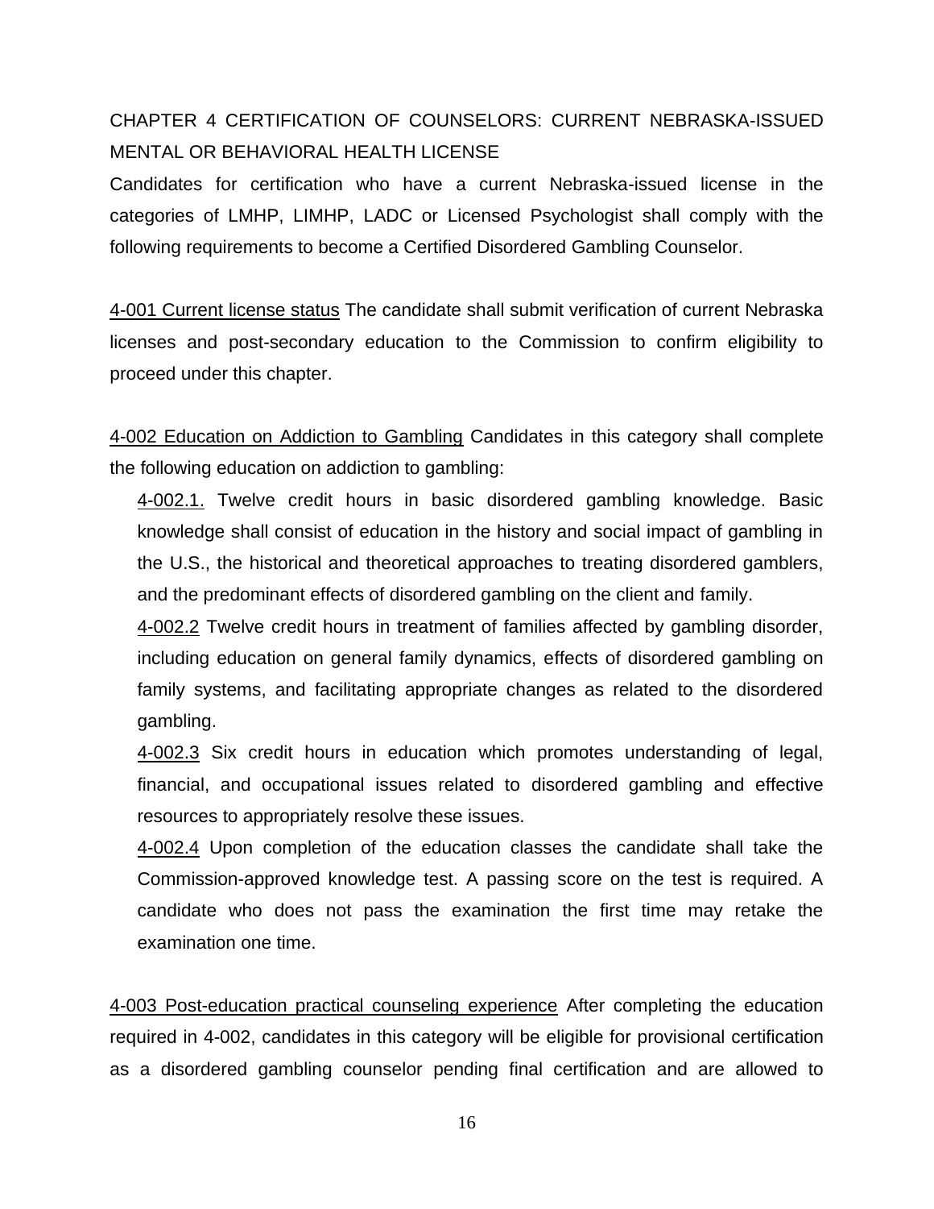# CHAPTER 4 CERTIFICATION OF COUNSELORS: CURRENT NEBRASKA-ISSUED MENTAL OR BEHAVIORAL HEALTH LICENSE

Candidates for certification who have a current Nebraska-issued license in the categories of LMHP, LIMHP, LADC or Licensed Psychologist shall comply with the following requirements to become a Certified Disordered Gambling Counselor.

4-001 Current license status The candidate shall submit verification of current Nebraska licenses and post-secondary education to the Commission to confirm eligibility to proceed under this chapter.

4-002 Education on Addiction to Gambling Candidates in this category shall complete the following education on addiction to gambling:

4-002.1. Twelve credit hours in basic disordered gambling knowledge. Basic knowledge shall consist of education in the history and social impact of gambling in the U.S., the historical and theoretical approaches to treating disordered gamblers, and the predominant effects of disordered gambling on the client and family.

4-002.2 Twelve credit hours in treatment of families affected by gambling disorder, including education on general family dynamics, effects of disordered gambling on family systems, and facilitating appropriate changes as related to the disordered gambling.

4-002.3 Six credit hours in education which promotes understanding of legal, financial, and occupational issues related to disordered gambling and effective resources to appropriately resolve these issues.

4-002.4 Upon completion of the education classes the candidate shall take the Commission-approved knowledge test. A passing score on the test is required. A candidate who does not pass the examination the first time may retake the examination one time.

4-003 Post-education practical counseling experience After completing the education required in 4-002, candidates in this category will be eligible for provisional certification as a disordered gambling counselor pending final certification and are allowed to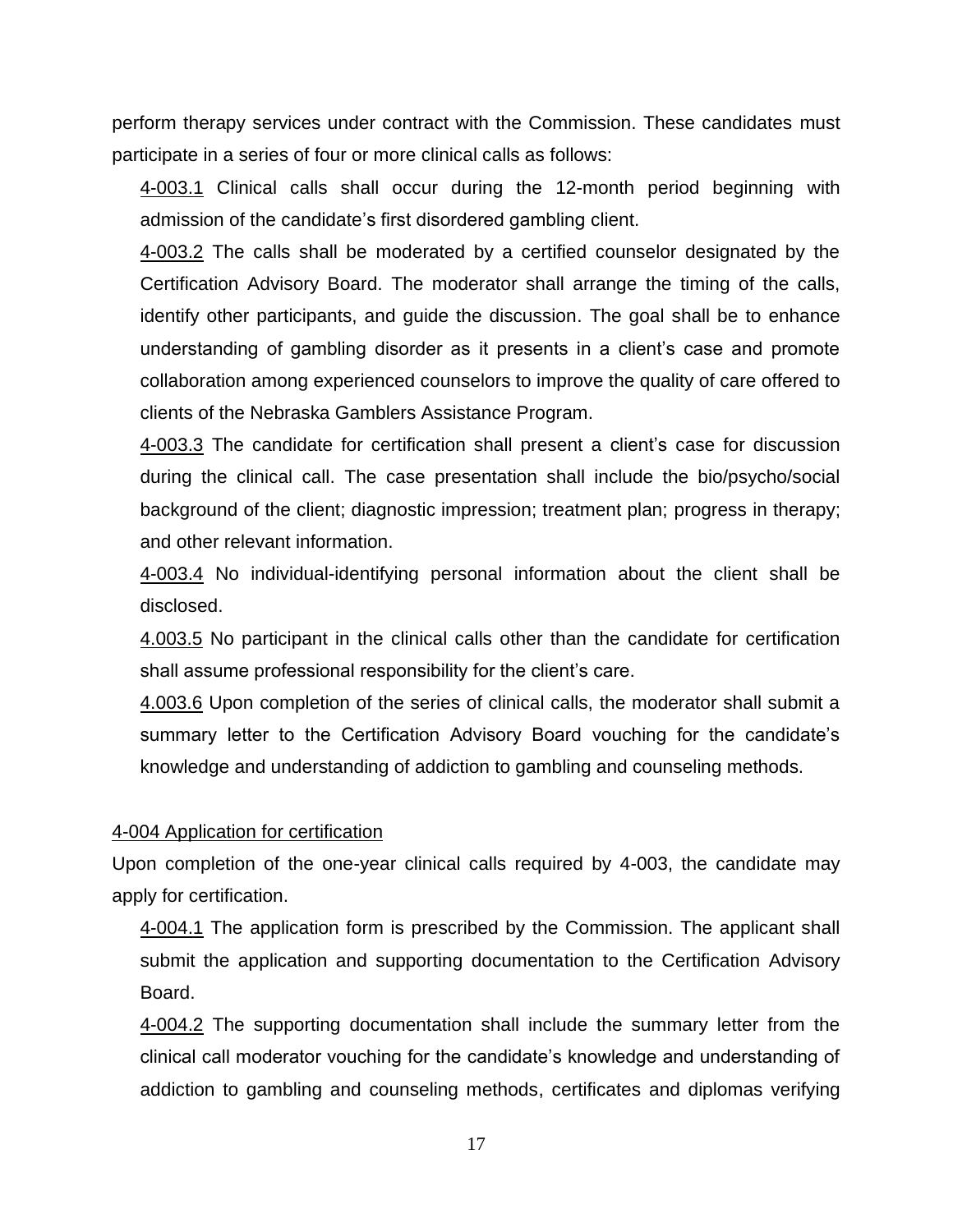perform therapy services under contract with the Commission. These candidates must participate in a series of four or more clinical calls as follows:

4-003.1 Clinical calls shall occur during the 12-month period beginning with admission of the candidate's first disordered gambling client.

4-003.2 The calls shall be moderated by a certified counselor designated by the Certification Advisory Board. The moderator shall arrange the timing of the calls, identify other participants, and guide the discussion. The goal shall be to enhance understanding of gambling disorder as it presents in a client's case and promote collaboration among experienced counselors to improve the quality of care offered to clients of the Nebraska Gamblers Assistance Program.

4-003.3 The candidate for certification shall present a client's case for discussion during the clinical call. The case presentation shall include the bio/psycho/social background of the client; diagnostic impression; treatment plan; progress in therapy; and other relevant information.

4-003.4 No individual-identifying personal information about the client shall be disclosed.

4.003.5 No participant in the clinical calls other than the candidate for certification shall assume professional responsibility for the client's care.

4.003.6 Upon completion of the series of clinical calls, the moderator shall submit a summary letter to the Certification Advisory Board vouching for the candidate's knowledge and understanding of addiction to gambling and counseling methods.

4-004 Application for certification

Upon completion of the one-year clinical calls required by 4-003, the candidate may apply for certification.

4-004.1 The application form is prescribed by the Commission. The applicant shall submit the application and supporting documentation to the Certification Advisory Board.

4-004.2 The supporting documentation shall include the summary letter from the clinical call moderator vouching for the candidate's knowledge and understanding of addiction to gambling and counseling methods, certificates and diplomas verifying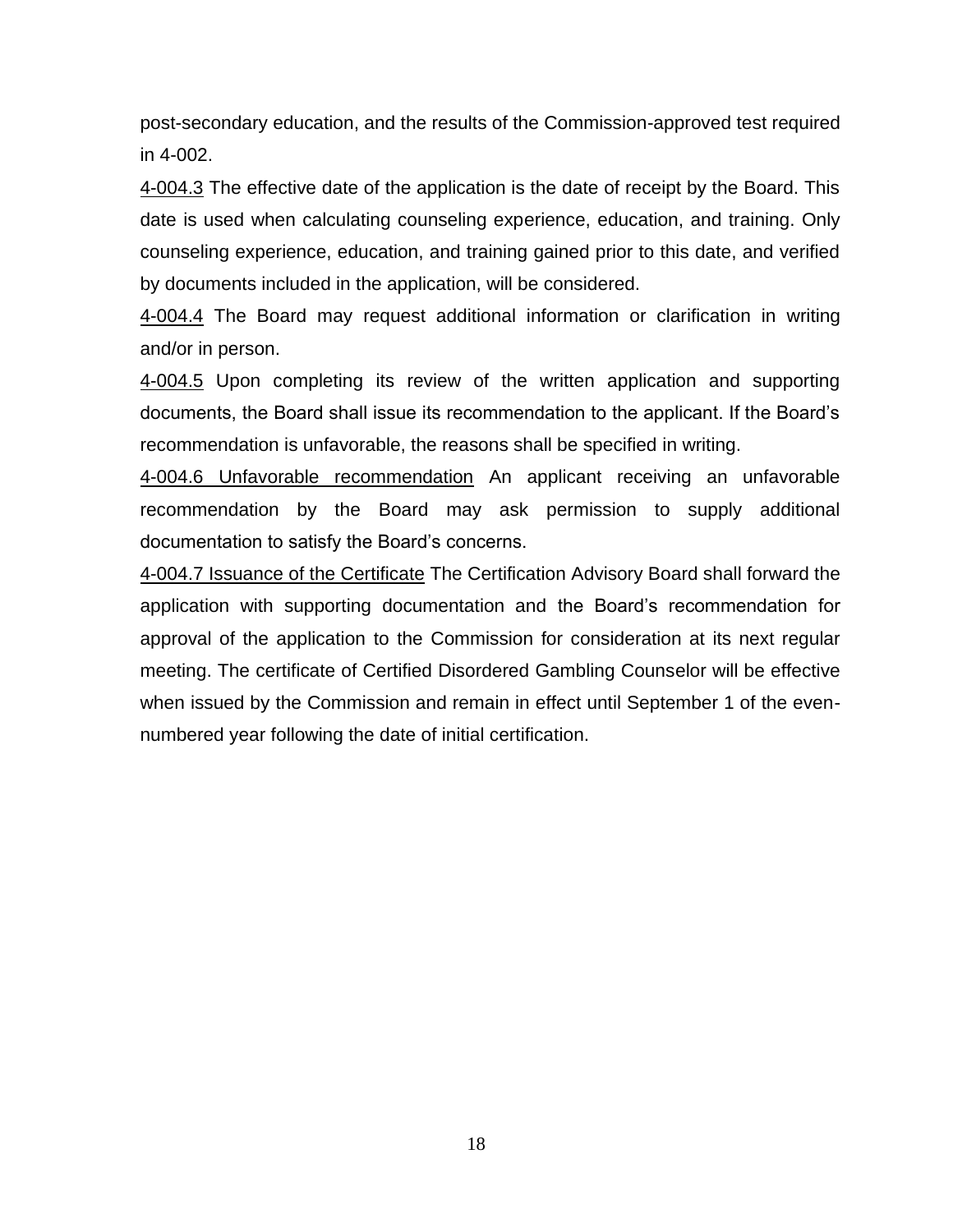post-secondary education, and the results of the Commission-approved test required in 4-002.

4-004.3 The effective date of the application is the date of receipt by the Board. This date is used when calculating counseling experience, education, and training. Only counseling experience, education, and training gained prior to this date, and verified by documents included in the application, will be considered.

4-004.4 The Board may request additional information or clarification in writing and/or in person.

4-004.5 Upon completing its review of the written application and supporting documents, the Board shall issue its recommendation to the applicant. If the Board's recommendation is unfavorable, the reasons shall be specified in writing.

4-004.6 Unfavorable recommendation An applicant receiving an unfavorable recommendation by the Board may ask permission to supply additional documentation to satisfy the Board's concerns.

4-004.7 Issuance of the Certificate The Certification Advisory Board shall forward the application with supporting documentation and the Board's recommendation for approval of the application to the Commission for consideration at its next regular meeting. The certificate of Certified Disordered Gambling Counselor will be effective when issued by the Commission and remain in effect until September 1 of the even-numbered year following the date of initial certification.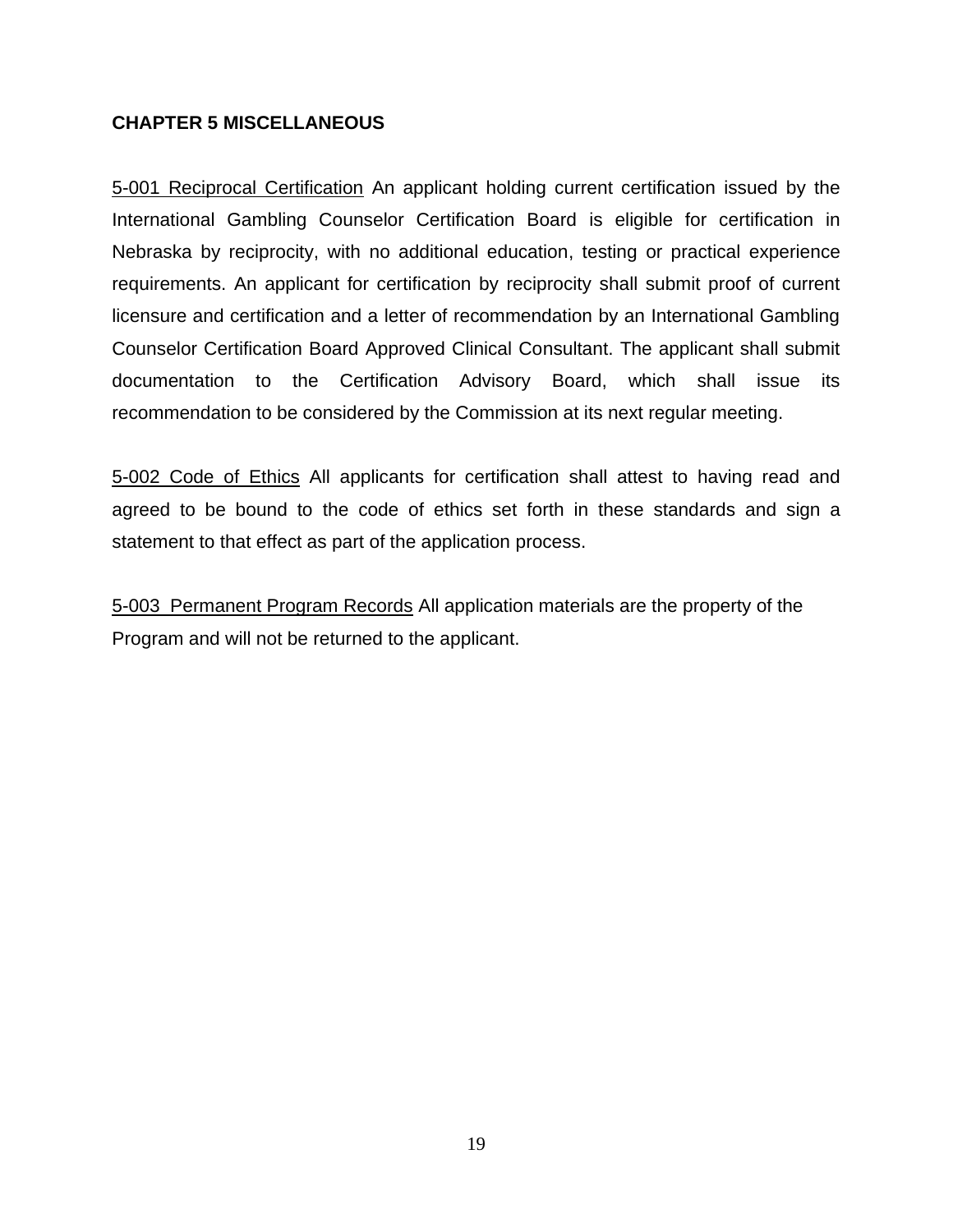## CHAPTER 5 MISCELLANEOUS

5-001 Reciprocal Certification An applicant holding current certification issued by the International Gambling Counselor Certification Board is eligible for certification in Nebraska by reciprocity, with no additional education, testing or practical experience requirements. An applicant for certification by reciprocity shall submit proof of current licensure and certification and a letter of recommendation by an International Gambling Counselor Certification Board Approved Clinical Consultant. The applicant shall submit documentation to the Certification Advisory Board, which shall issue its recommendation to be considered by the Commission at its next regular meeting.

5-002 Code of Ethics All applicants for certification shall attest to having read and agreed to be bound to the code of ethics set forth in these standards and sign a statement to that effect as part of the application process.

5-003 Permanent Program Records All application materials are the property of the Program and will not be returned to the applicant.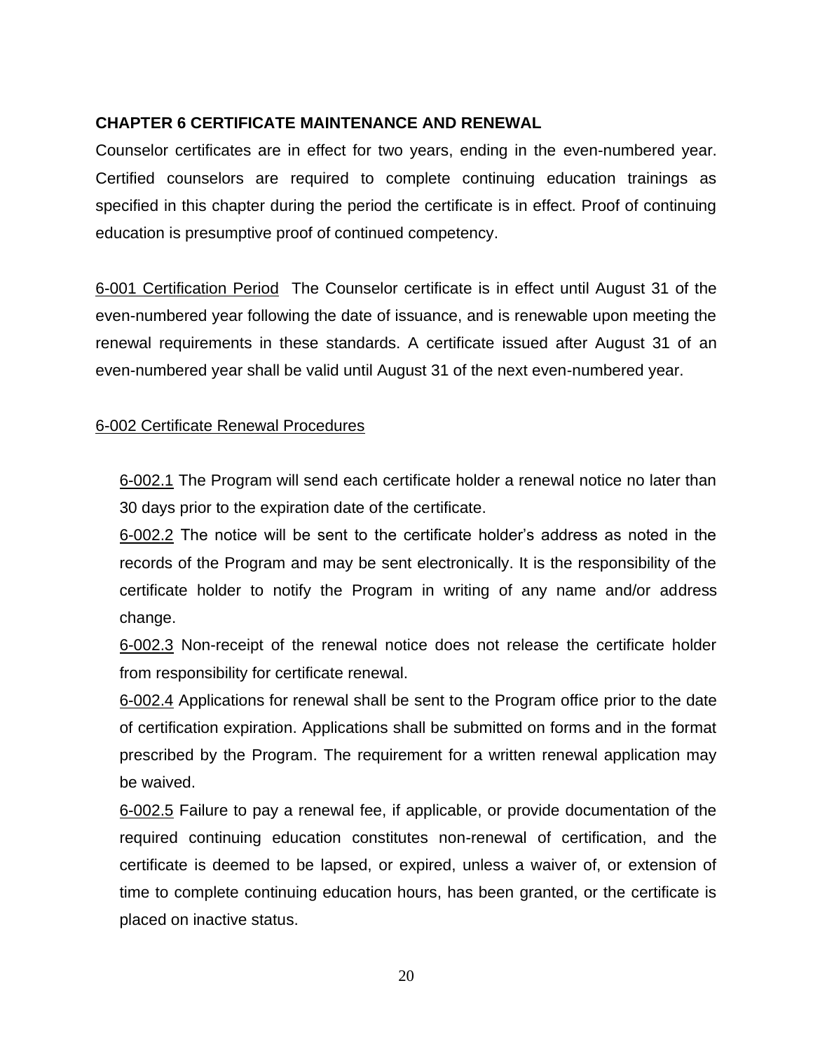## CHAPTER 6 CERTIFICATE MAINTENANCE AND RENEWAL

Counselor certificates are in effect for two years, ending in the even-numbered year. Certified counselors are required to complete continuing education trainings as specified in this chapter during the period the certificate is in effect. Proof of continuing education is presumptive proof of continued competency.

6-001 Certification Period The Counselor certificate is in effect until August 31 of the even-numbered year following the date of issuance, and is renewable upon meeting the renewal requirements in these standards. A certificate issued after August 31 of an even-numbered year shall be valid until August 31 of the next even-numbered year.

6-002 Certificate Renewal Procedures

6-002.1 The Program will send each certificate holder a renewal notice no later than 30 days prior to the expiration date of the certificate.

6-002.2 The notice will be sent to the certificate holder's address as noted in the records of the Program and may be sent electronically. It is the responsibility of the certificate holder to notify the Program in writing of any name and/or address change.

6-002.3 Non-receipt of the renewal notice does not release the certificate holder from responsibility for certificate renewal.

6-002.4 Applications for renewal shall be sent to the Program office prior to the date of certification expiration. Applications shall be submitted on forms and in the format prescribed by the Program. The requirement for a written renewal application may be waived.

6-002.5 Failure to pay a renewal fee, if applicable, or provide documentation of the required continuing education constitutes non-renewal of certification, and the certificate is deemed to be lapsed, or expired, unless a waiver of, or extension of time to complete continuing education hours, has been granted, or the certificate is placed on inactive status.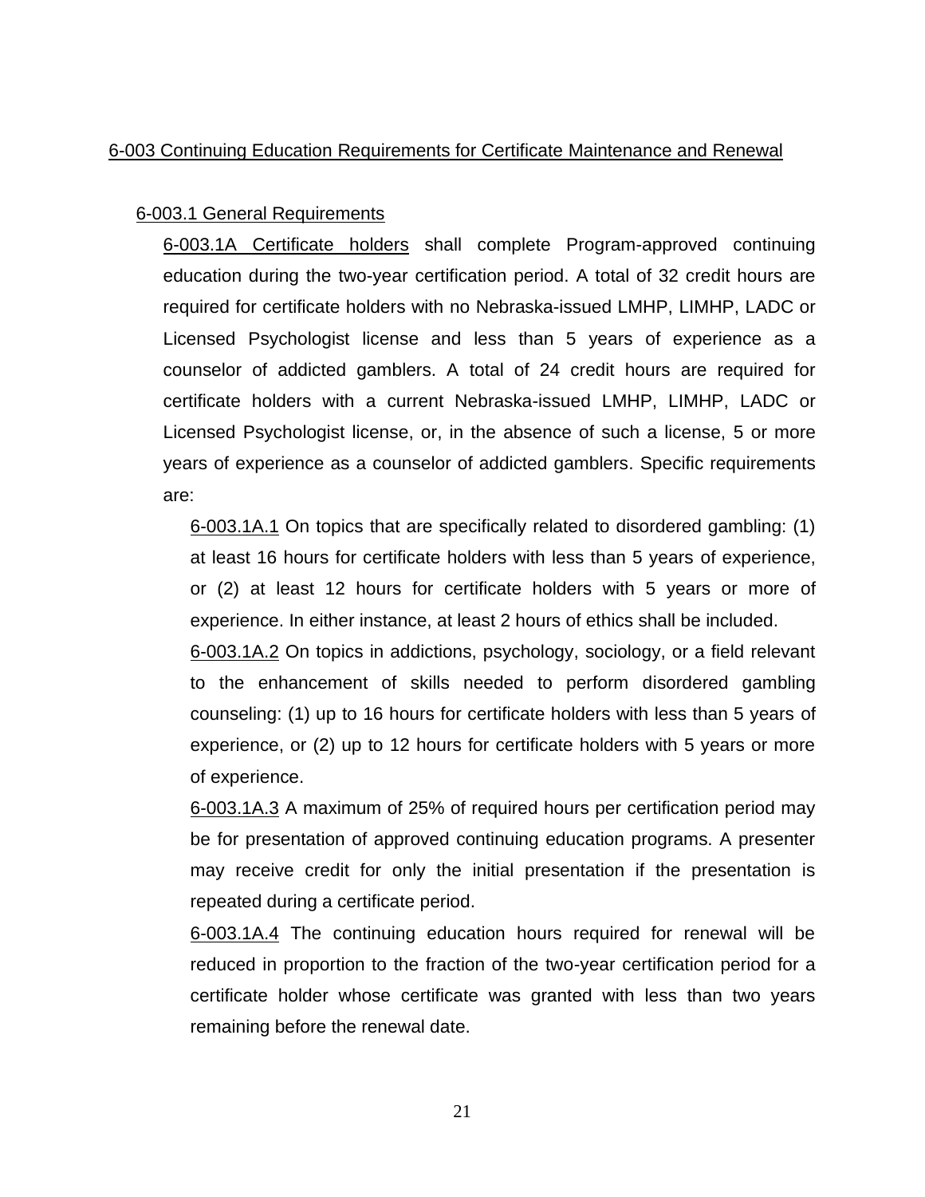## 6-003 Continuing Education Requirements for Certificate Maintenance and Renewal

### 6-003.1 General Requirements

6-003.1A Certificate holders shall complete Program-approved continuing education during the two-year certification period. A total of 32 credit hours are required for certificate holders with no Nebraska-issued LMHP, LIMHP, LADC or Licensed Psychologist license and less than 5 years of experience as a counselor of addicted gamblers. A total of 24 credit hours are required for certificate holders with a current Nebraska-issued LMHP, LIMHP, LADC or Licensed Psychologist license, or, in the absence of such a license, 5 or more years of experience as a counselor of addicted gamblers. Specific requirements are:

6-003.1A.1 On topics that are specifically related to disordered gambling: (1) at least 16 hours for certificate holders with less than 5 years of experience, or (2) at least 12 hours for certificate holders with 5 years or more of experience. In either instance, at least 2 hours of ethics shall be included.

6-003.1A.2 On topics in addictions, psychology, sociology, or a field relevant to the enhancement of skills needed to perform disordered gambling counseling: (1) up to 16 hours for certificate holders with less than 5 years of experience, or (2) up to 12 hours for certificate holders with 5 years or more of experience.

6-003.1A.3 A maximum of 25% of required hours per certification period may be for presentation of approved continuing education programs. A presenter may receive credit for only the initial presentation if the presentation is repeated during a certificate period.

6-003.1A.4 The continuing education hours required for renewal will be reduced in proportion to the fraction of the two-year certification period for a certificate holder whose certificate was granted with less than two years remaining before the renewal date.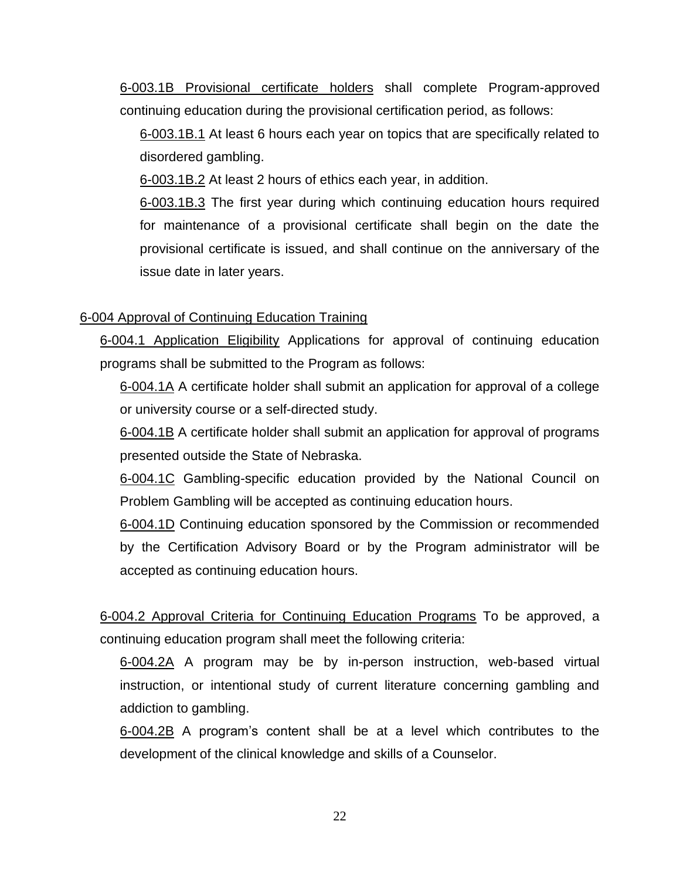6-003.1B Provisional certificate holders shall complete Program-approved continuing education during the provisional certification period, as follows:

6-003.1B.1 At least 6 hours each year on topics that are specifically related to disordered gambling.

6-003.1B.2 At least 2 hours of ethics each year, in addition.

6-003.1B.3 The first year during which continuing education hours required for maintenance of a provisional certificate shall begin on the date the provisional certificate is issued, and shall continue on the anniversary of the issue date in later years.

6-004 Approval of Continuing Education Training

6-004.1 Application Eligibility Applications for approval of continuing education programs shall be submitted to the Program as follows:

6-004.1A A certificate holder shall submit an application for approval of a college or university course or a self-directed study.

6-004.1B A certificate holder shall submit an application for approval of programs presented outside the State of Nebraska.

6-004.1C Gambling-specific education provided by the National Council on Problem Gambling will be accepted as continuing education hours.

6-004.1D Continuing education sponsored by the Commission or recommended by the Certification Advisory Board or by the Program administrator will be accepted as continuing education hours.

6-004.2 Approval Criteria for Continuing Education Programs To be approved, a continuing education program shall meet the following criteria:

6-004.2A A program may be by in-person instruction, web-based virtual instruction, or intentional study of current literature concerning gambling and addiction to gambling.

6-004.2B A program's content shall be at a level which contributes to the development of the clinical knowledge and skills of a Counselor.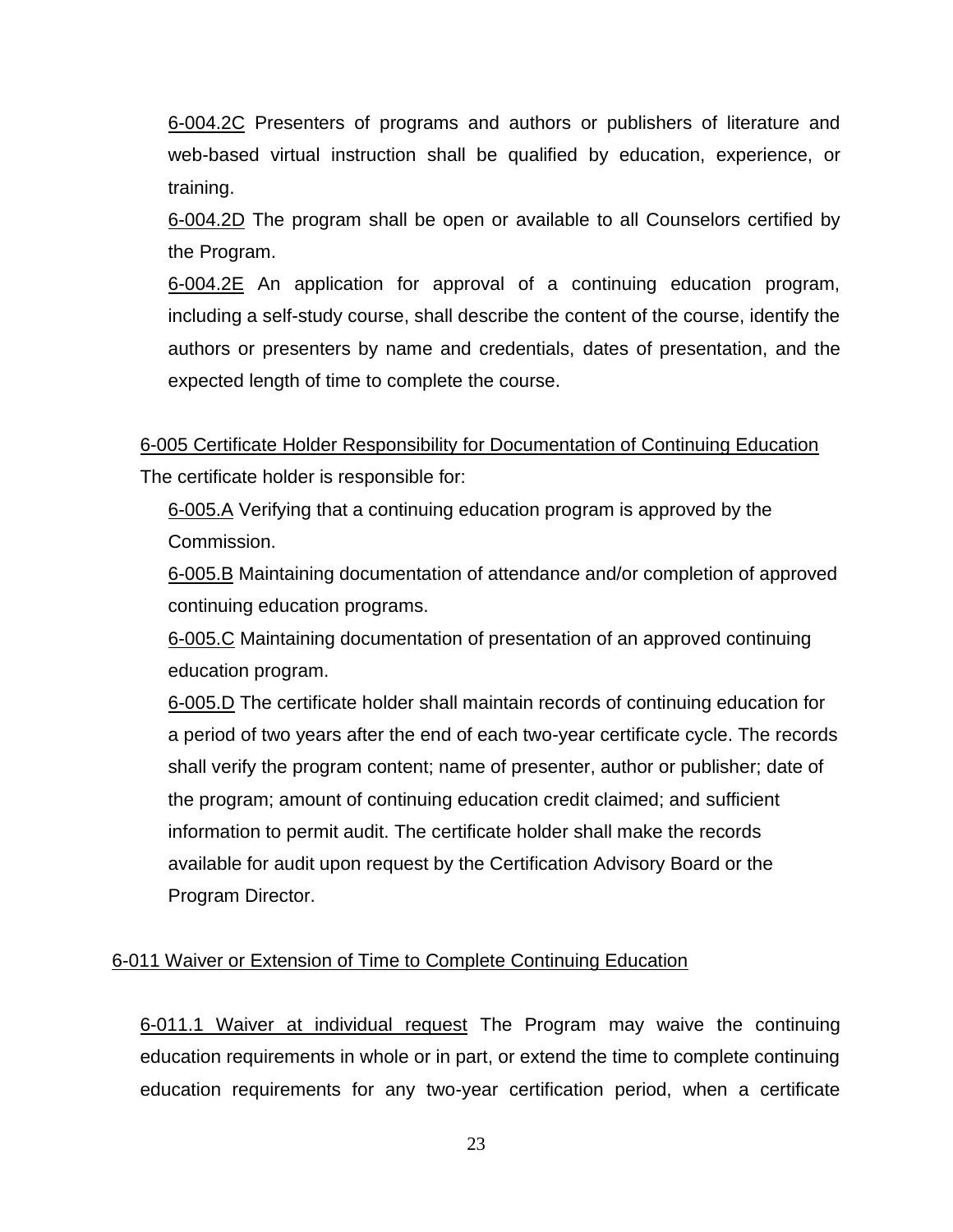6-004.2C Presenters of programs and authors or publishers of literature and web-based virtual instruction shall be qualified by education, experience, or training.

6-004.2D The program shall be open or available to all Counselors certified by the Program.

6-004.2E An application for approval of a continuing education program, including a self-study course, shall describe the content of the course, identify the authors or presenters by name and credentials, dates of presentation, and the expected length of time to complete the course.

6-005 Certificate Holder Responsibility for Documentation of Continuing Education

The certificate holder is responsible for:

6-005.A Verifying that a continuing education program is approved by the Commission.

6-005.B Maintaining documentation of attendance and/or completion of approved continuing education programs.

6-005.C Maintaining documentation of presentation of an approved continuing education program.

6-005.D The certificate holder shall maintain records of continuing education for a period of two years after the end of each two-year certificate cycle. The records shall verify the program content; name of presenter, author or publisher; date of the program; amount of continuing education credit claimed; and sufficient information to permit audit. The certificate holder shall make the records available for audit upon request by the Certification Advisory Board or the Program Director.

6-011 Waiver or Extension of Time to Complete Continuing Education

6-011.1 Waiver at individual request The Program may waive the continuing education requirements in whole or in part, or extend the time to complete continuing education requirements for any two-year certification period, when a certificate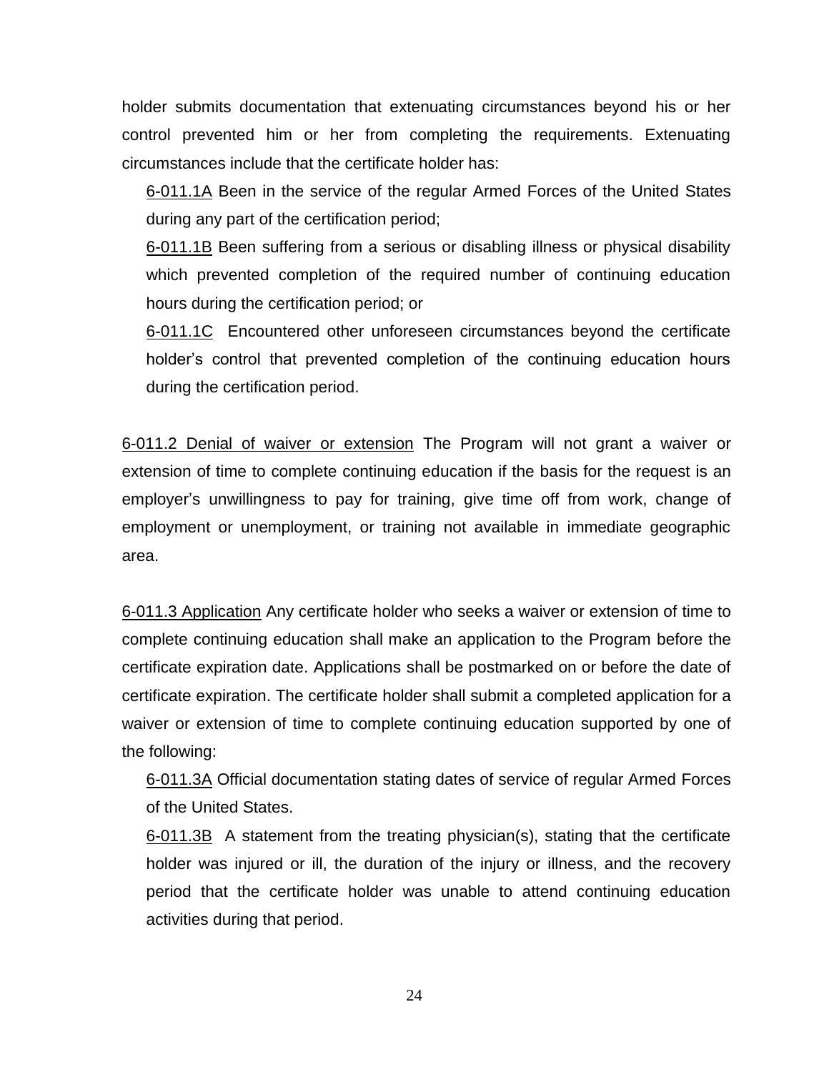holder submits documentation that extenuating circumstances beyond his or her control prevented him or her from completing the requirements. Extenuating circumstances include that the certificate holder has:

<u>6-011.1A</u> Been in the service of the regular Armed Forces of the United States during any part of the certification period;

<u>6-011.1B</u> Been suffering from a serious or disabling illness or physical disability which prevented completion of the required number of continuing education hours during the certification period; or

<u>6-011.1C</u> Encountered other unforeseen circumstances beyond the certificate holder's control that prevented completion of the continuing education hours during the certification period.

<u>6-011.2 Denial of waiver or extension</u> The Program will not grant a waiver or extension of time to complete continuing education if the basis for the request is an employer's unwillingness to pay for training, give time off from work, change of employment or unemployment, or training not available in immediate geographic area.

<u>6-011.3 Application</u> Any certificate holder who seeks a waiver or extension of time to complete continuing education shall make an application to the Program before the certificate expiration date. Applications shall be postmarked on or before the date of certificate expiration. The certificate holder shall submit a completed application for a waiver or extension of time to complete continuing education supported by one of the following:

<u>6-011.3A</u> Official documentation stating dates of service of regular Armed Forces of the United States.

<u>6-011.3B</u> A statement from the treating physician(s), stating that the certificate holder was injured or ill, the duration of the injury or illness, and the recovery period that the certificate holder was unable to attend continuing education activities during that period.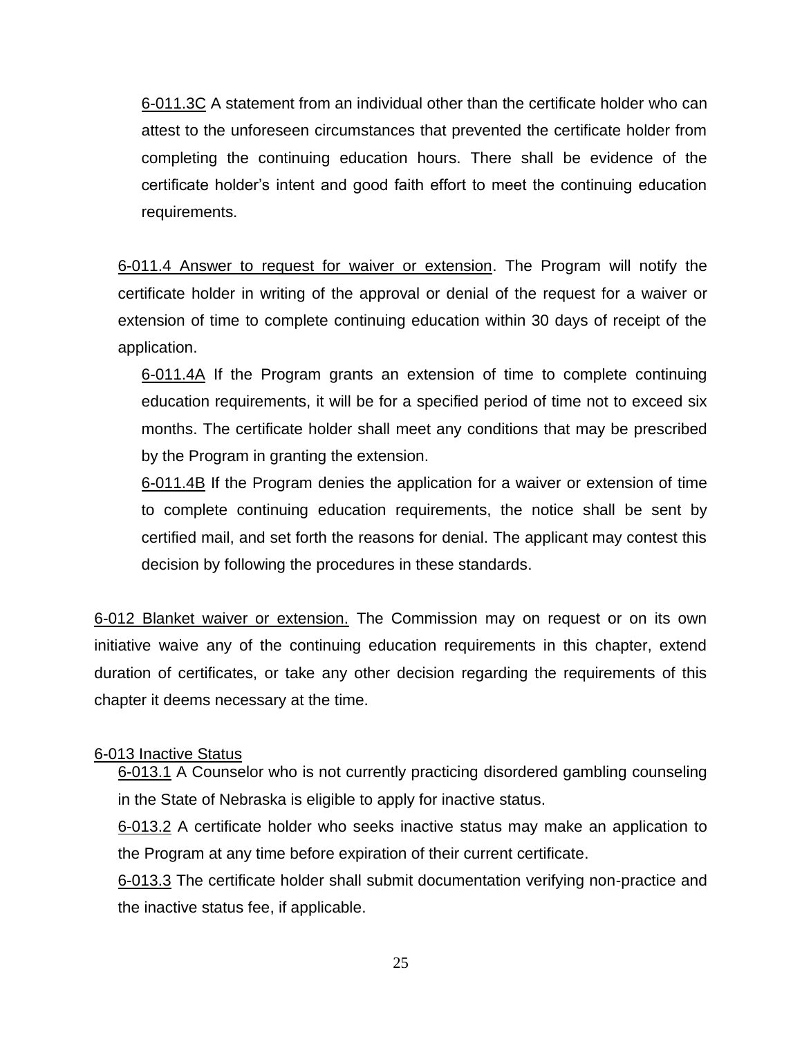6-011.3C A statement from an individual other than the certificate holder who can attest to the unforeseen circumstances that prevented the certificate holder from completing the continuing education hours. There shall be evidence of the certificate holder's intent and good faith effort to meet the continuing education requirements.

6-011.4 Answer to request for waiver or extension. The Program will notify the certificate holder in writing of the approval or denial of the request for a waiver or extension of time to complete continuing education within 30 days of receipt of the application.

6-011.4A If the Program grants an extension of time to complete continuing education requirements, it will be for a specified period of time not to exceed six months. The certificate holder shall meet any conditions that may be prescribed by the Program in granting the extension.

6-011.4B If the Program denies the application for a waiver or extension of time to complete continuing education requirements, the notice shall be sent by certified mail, and set forth the reasons for denial. The applicant may contest this decision by following the procedures in these standards.

6-012 Blanket waiver or extension. The Commission may on request or on its own initiative waive any of the continuing education requirements in this chapter, extend duration of certificates, or take any other decision regarding the requirements of this chapter it deems necessary at the time.

6-013 Inactive Status

6-013.1 A Counselor who is not currently practicing disordered gambling counseling in the State of Nebraska is eligible to apply for inactive status.

6-013.2 A certificate holder who seeks inactive status may make an application to the Program at any time before expiration of their current certificate.

6-013.3 The certificate holder shall submit documentation verifying non-practice and the inactive status fee, if applicable.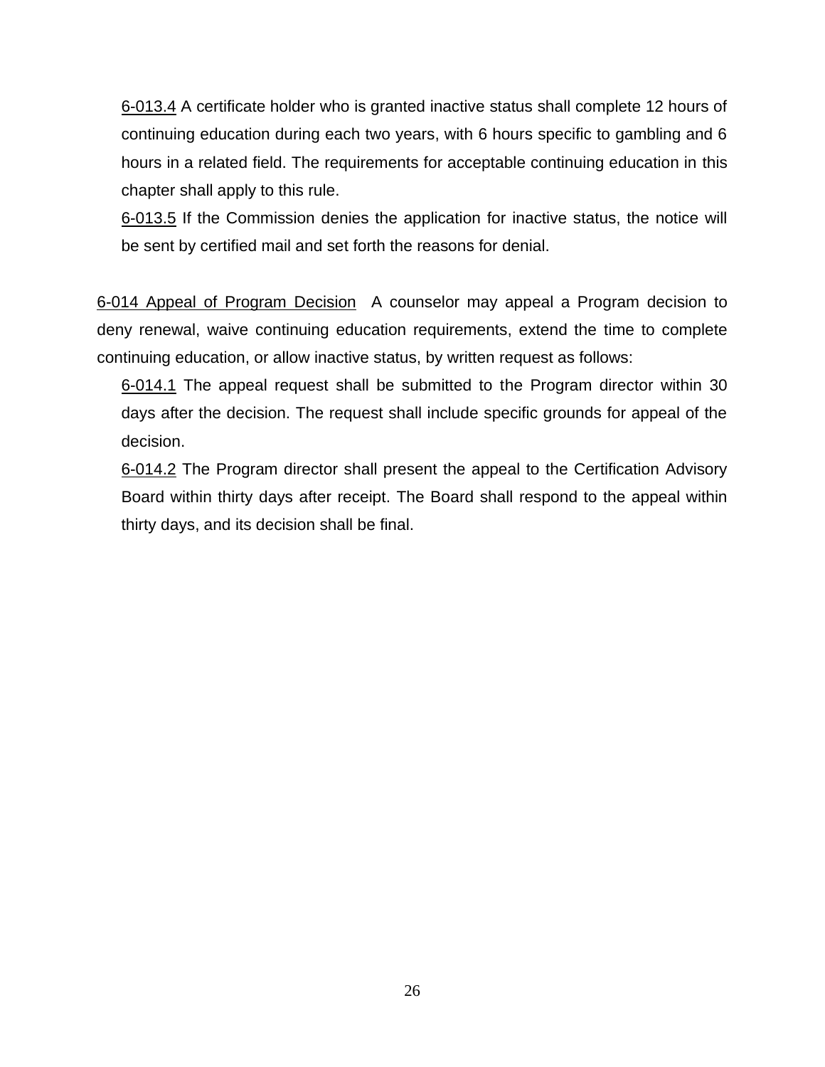6-013.4 A certificate holder who is granted inactive status shall complete 12 hours of continuing education during each two years, with 6 hours specific to gambling and 6 hours in a related field. The requirements for acceptable continuing education in this chapter shall apply to this rule.

6-013.5 If the Commission denies the application for inactive status, the notice will be sent by certified mail and set forth the reasons for denial.

6-014 Appeal of Program Decision  A counselor may appeal a Program decision to deny renewal, waive continuing education requirements, extend the time to complete continuing education, or allow inactive status, by written request as follows:

6-014.1 The appeal request shall be submitted to the Program director within 30 days after the decision. The request shall include specific grounds for appeal of the decision.

6-014.2 The Program director shall present the appeal to the Certification Advisory Board within thirty days after receipt. The Board shall respond to the appeal within thirty days, and its decision shall be final.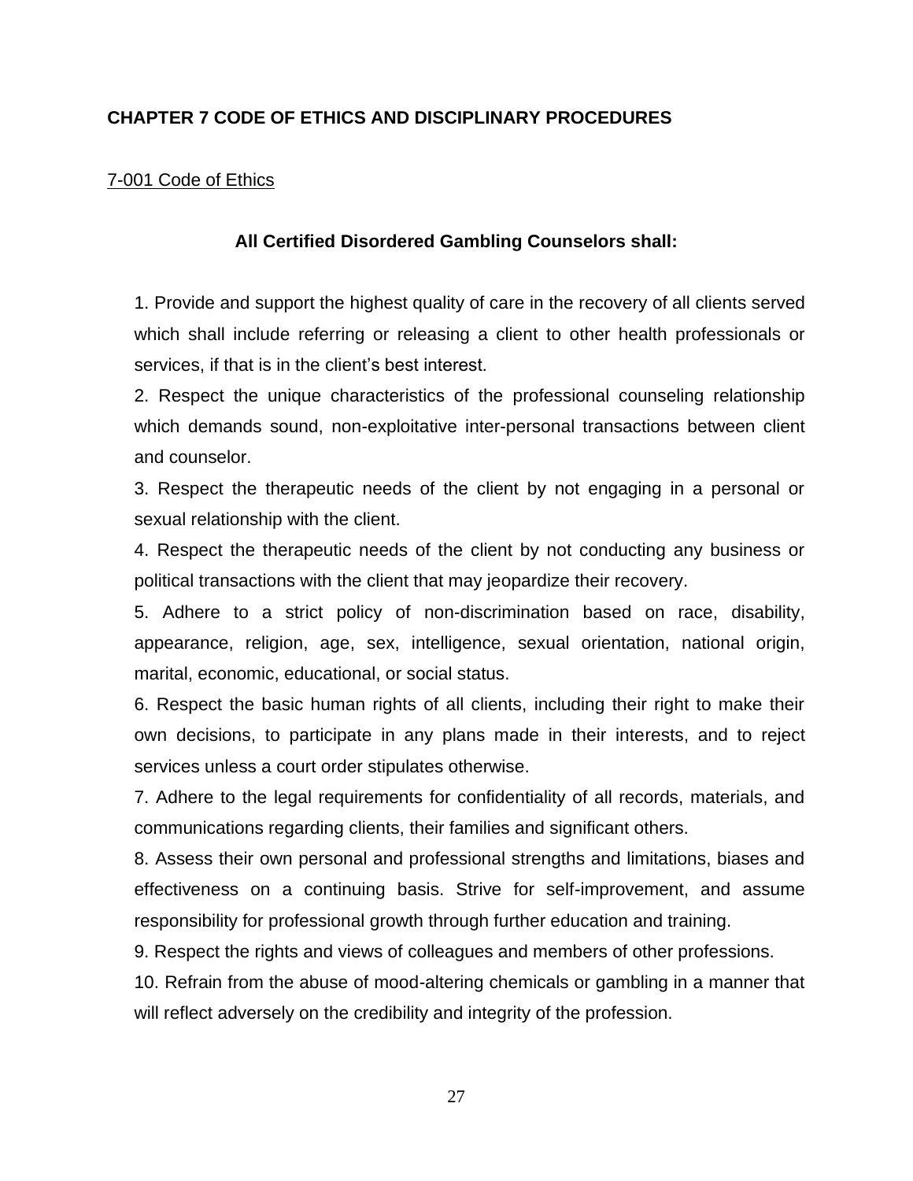## CHAPTER 7 CODE OF ETHICS AND DISCIPLINARY PROCEDURES

<u>7-001 Code of Ethics</u>

**All Certified Disordered Gambling Counselors shall:**

1. Provide and support the highest quality of care in the recovery of all clients served which shall include referring or releasing a client to other health professionals or services, if that is in the client's best interest.
2. Respect the unique characteristics of the professional counseling relationship which demands sound, non-exploitative inter-personal transactions between client and counselor.
3. Respect the therapeutic needs of the client by not engaging in a personal or sexual relationship with the client.
4. Respect the therapeutic needs of the client by not conducting any business or political transactions with the client that may jeopardize their recovery.
5. Adhere to a strict policy of non-discrimination based on race, disability, appearance, religion, age, sex, intelligence, sexual orientation, national origin, marital, economic, educational, or social status.
6. Respect the basic human rights of all clients, including their right to make their own decisions, to participate in any plans made in their interests, and to reject services unless a court order stipulates otherwise.
7. Adhere to the legal requirements for confidentiality of all records, materials, and communications regarding clients, their families and significant others.
8. Assess their own personal and professional strengths and limitations, biases and effectiveness on a continuing basis. Strive for self-improvement, and assume responsibility for professional growth through further education and training.
9. Respect the rights and views of colleagues and members of other professions.
10. Refrain from the abuse of mood-altering chemicals or gambling in a manner that will reflect adversely on the credibility and integrity of the profession.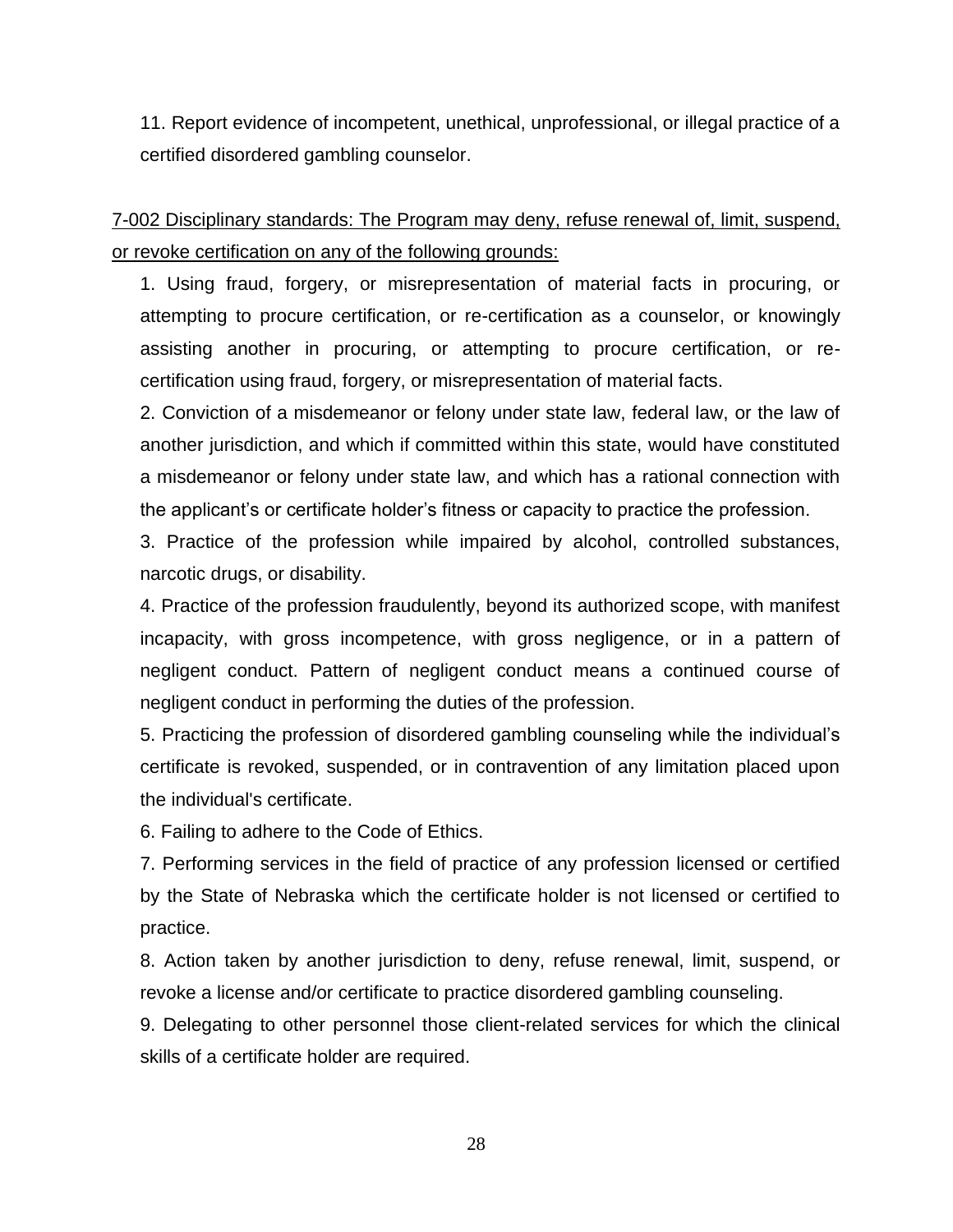11. Report evidence of incompetent, unethical, unprofessional, or illegal practice of a certified disordered gambling counselor.

<u>7-002 Disciplinary standards: The Program may deny, refuse renewal of, limit, suspend, or revoke certification on any of the following grounds:</u>

1. Using fraud, forgery, or misrepresentation of material facts in procuring, or attempting to procure certification, or re-certification as a counselor, or knowingly assisting another in procuring, or attempting to procure certification, or re-certification using fraud, forgery, or misrepresentation of material facts.
2. Conviction of a misdemeanor or felony under state law, federal law, or the law of another jurisdiction, and which if committed within this state, would have constituted a misdemeanor or felony under state law, and which has a rational connection with the applicant's or certificate holder's fitness or capacity to practice the profession.
3. Practice of the profession while impaired by alcohol, controlled substances, narcotic drugs, or disability.
4. Practice of the profession fraudulently, beyond its authorized scope, with manifest incapacity, with gross incompetence, with gross negligence, or in a pattern of negligent conduct. Pattern of negligent conduct means a continued course of negligent conduct in performing the duties of the profession.
5. Practicing the profession of disordered gambling counseling while the individual's certificate is revoked, suspended, or in contravention of any limitation placed upon the individual's certificate.
6. Failing to adhere to the Code of Ethics.
7. Performing services in the field of practice of any profession licensed or certified by the State of Nebraska which the certificate holder is not licensed or certified to practice.
8. Action taken by another jurisdiction to deny, refuse renewal, limit, suspend, or revoke a license and/or certificate to practice disordered gambling counseling.
9. Delegating to other personnel those client-related services for which the clinical skills of a certificate holder are required.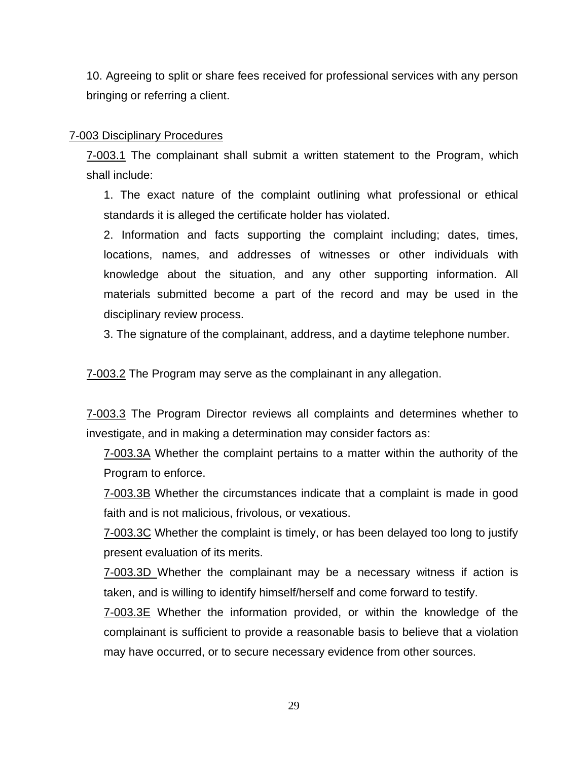10. Agreeing to split or share fees received for professional services with any person bringing or referring a client.

7-003 Disciplinary Procedures

7-003.1 The complainant shall submit a written statement to the Program, which shall include:

1. The exact nature of the complaint outlining what professional or ethical standards it is alleged the certificate holder has violated.
2. Information and facts supporting the complaint including; dates, times, locations, names, and addresses of witnesses or other individuals with knowledge about the situation, and any other supporting information. All materials submitted become a part of the record and may be used in the disciplinary review process.
3. The signature of the complainant, address, and a daytime telephone number.

7-003.2 The Program may serve as the complainant in any allegation.

7-003.3 The Program Director reviews all complaints and determines whether to investigate, and in making a determination may consider factors as:

7-003.3A Whether the complaint pertains to a matter within the authority of the Program to enforce.

7-003.3B Whether the circumstances indicate that a complaint is made in good faith and is not malicious, frivolous, or vexatious.

7-003.3C Whether the complaint is timely, or has been delayed too long to justify present evaluation of its merits.

7-003.3D Whether the complainant may be a necessary witness if action is taken, and is willing to identify himself/herself and come forward to testify.

7-003.3E Whether the information provided, or within the knowledge of the complainant is sufficient to provide a reasonable basis to believe that a violation may have occurred, or to secure necessary evidence from other sources.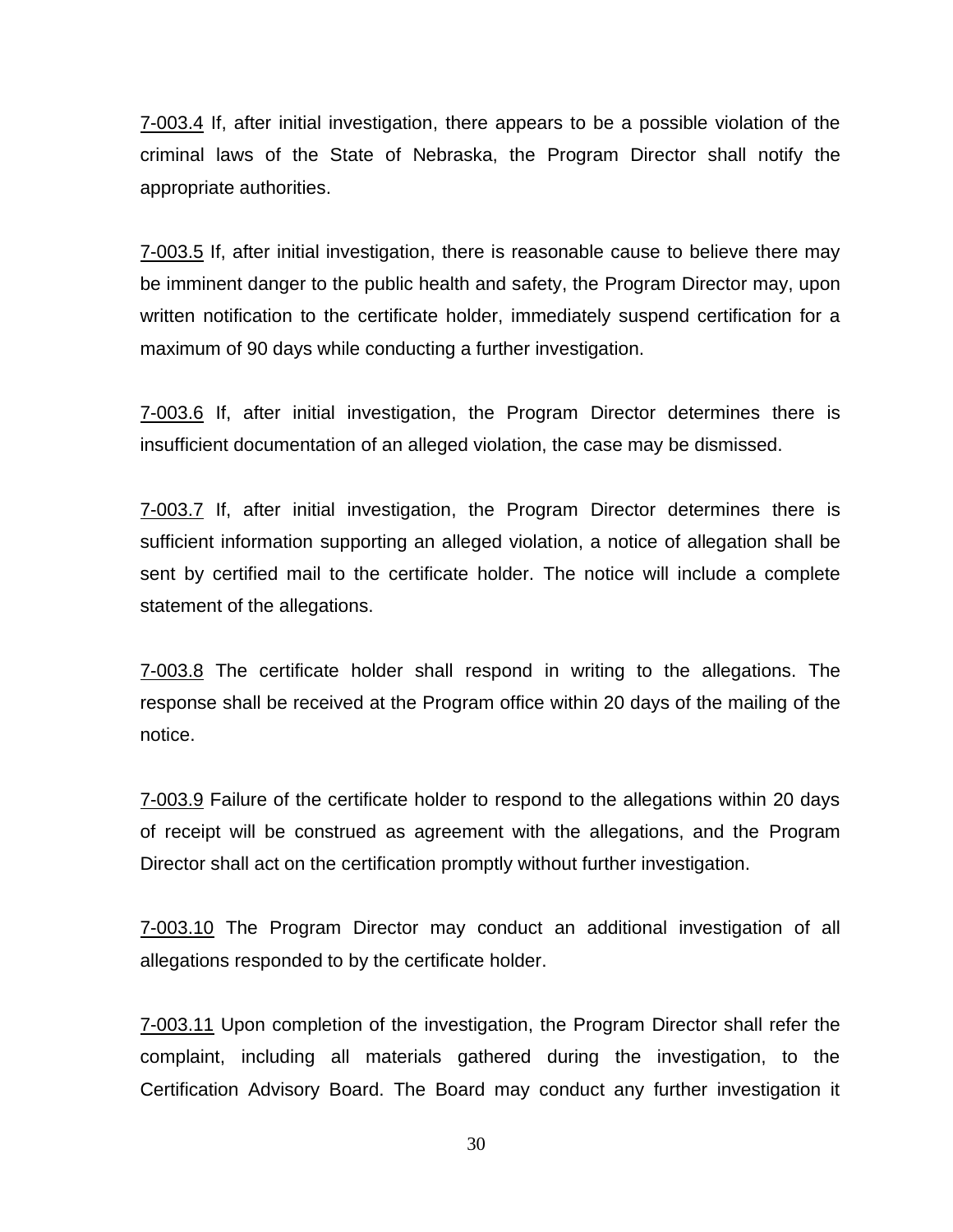<u>7-003.4</u> If, after initial investigation, there appears to be a possible violation of the criminal laws of the State of Nebraska, the Program Director shall notify the appropriate authorities.

<u>7-003.5</u> If, after initial investigation, there is reasonable cause to believe there may be imminent danger to the public health and safety, the Program Director may, upon written notification to the certificate holder, immediately suspend certification for a maximum of 90 days while conducting a further investigation.

<u>7-003.6</u> If, after initial investigation, the Program Director determines there is insufficient documentation of an alleged violation, the case may be dismissed.

<u>7-003.7</u> If, after initial investigation, the Program Director determines there is sufficient information supporting an alleged violation, a notice of allegation shall be sent by certified mail to the certificate holder. The notice will include a complete statement of the allegations.

<u>7-003.8</u> The certificate holder shall respond in writing to the allegations. The response shall be received at the Program office within 20 days of the mailing of the notice.

<u>7-003.9</u> Failure of the certificate holder to respond to the allegations within 20 days of receipt will be construed as agreement with the allegations, and the Program Director shall act on the certification promptly without further investigation.

<u>7-003.10</u> The Program Director may conduct an additional investigation of all allegations responded to by the certificate holder.

<u>7-003.11</u> Upon completion of the investigation, the Program Director shall refer the complaint, including all materials gathered during the investigation, to the Certification Advisory Board. The Board may conduct any further investigation it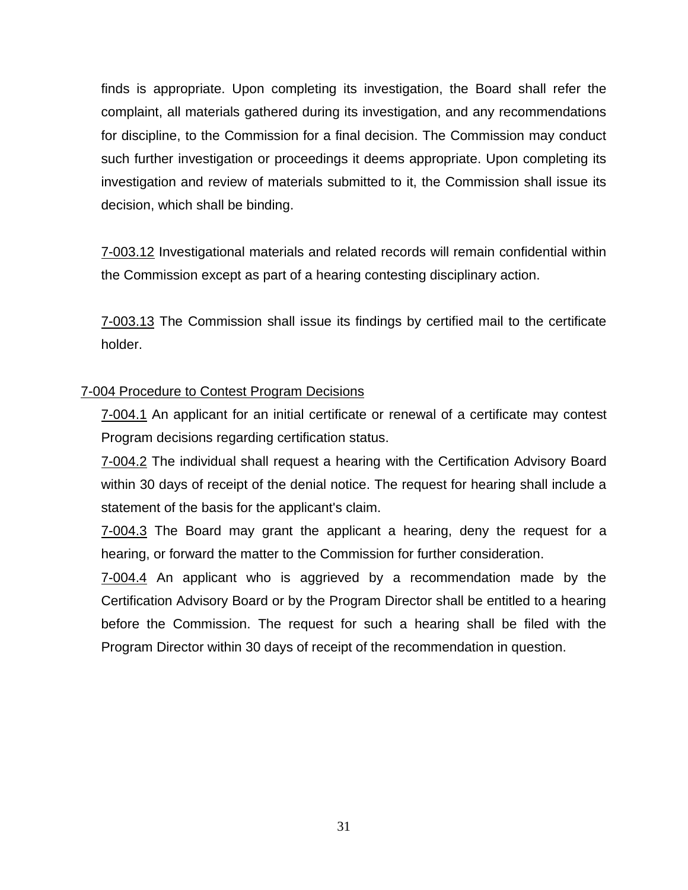finds is appropriate. Upon completing its investigation, the Board shall refer the complaint, all materials gathered during its investigation, and any recommendations for discipline, to the Commission for a final decision. The Commission may conduct such further investigation or proceedings it deems appropriate. Upon completing its investigation and review of materials submitted to it, the Commission shall issue its decision, which shall be binding.

7-003.12 Investigational materials and related records will remain confidential within the Commission except as part of a hearing contesting disciplinary action.

7-003.13 The Commission shall issue its findings by certified mail to the certificate holder.

7-004 Procedure to Contest Program Decisions

7-004.1 An applicant for an initial certificate or renewal of a certificate may contest Program decisions regarding certification status.

7-004.2 The individual shall request a hearing with the Certification Advisory Board within 30 days of receipt of the denial notice. The request for hearing shall include a statement of the basis for the applicant's claim.

7-004.3 The Board may grant the applicant a hearing, deny the request for a hearing, or forward the matter to the Commission for further consideration.

7-004.4 An applicant who is aggrieved by a recommendation made by the Certification Advisory Board or by the Program Director shall be entitled to a hearing before the Commission. The request for such a hearing shall be filed with the Program Director within 30 days of receipt of the recommendation in question.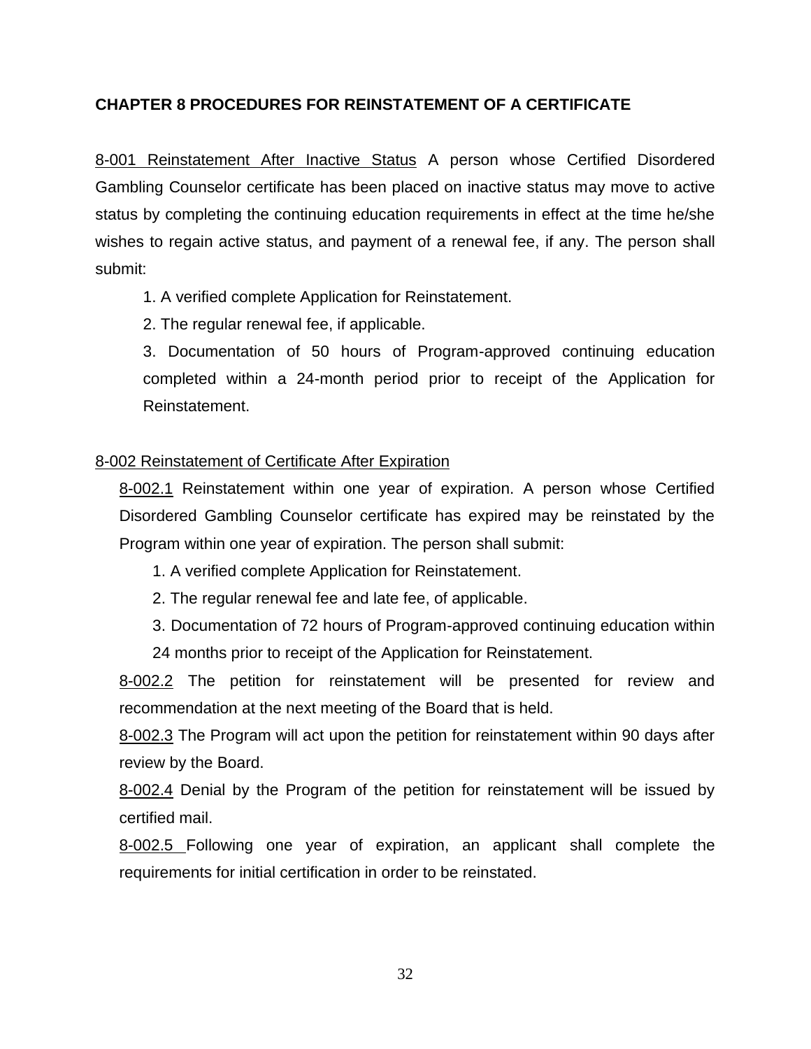## CHAPTER 8 PROCEDURES FOR REINSTATEMENT OF A CERTIFICATE

8-001 Reinstatement After Inactive Status A person whose Certified Disordered Gambling Counselor certificate has been placed on inactive status may move to active status by completing the continuing education requirements in effect at the time he/she wishes to regain active status, and payment of a renewal fee, if any. The person shall submit:

1. A verified complete Application for Reinstatement.
2. The regular renewal fee, if applicable.
3. Documentation of 50 hours of Program-approved continuing education completed within a 24-month period prior to receipt of the Application for Reinstatement.

8-002 Reinstatement of Certificate After Expiration

8-002.1 Reinstatement within one year of expiration. A person whose Certified Disordered Gambling Counselor certificate has expired may be reinstated by the Program within one year of expiration. The person shall submit:

1. A verified complete Application for Reinstatement.
2. The regular renewal fee and late fee, of applicable.
3. Documentation of 72 hours of Program-approved continuing education within 24 months prior to receipt of the Application for Reinstatement.

8-002.2 The petition for reinstatement will be presented for review and recommendation at the next meeting of the Board that is held.

8-002.3 The Program will act upon the petition for reinstatement within 90 days after review by the Board.

8-002.4 Denial by the Program of the petition for reinstatement will be issued by certified mail.

8-002.5 Following one year of expiration, an applicant shall complete the requirements for initial certification in order to be reinstated.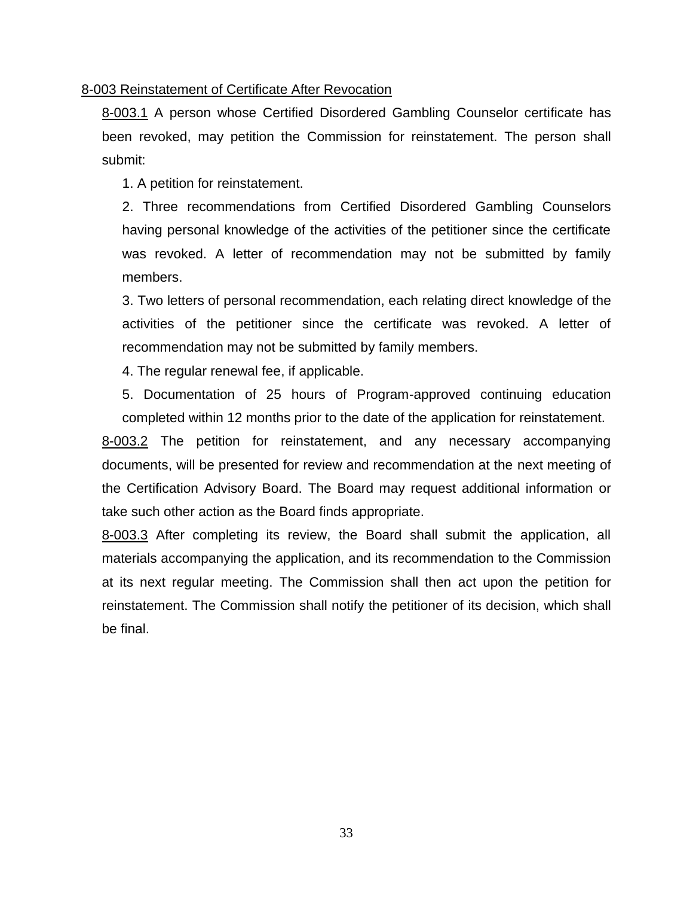8-003 Reinstatement of Certificate After Revocation

8-003.1 A person whose Certified Disordered Gambling Counselor certificate has been revoked, may petition the Commission for reinstatement. The person shall submit:

1. A petition for reinstatement.
2. Three recommendations from Certified Disordered Gambling Counselors having personal knowledge of the activities of the petitioner since the certificate was revoked. A letter of recommendation may not be submitted by family members.
3. Two letters of personal recommendation, each relating direct knowledge of the activities of the petitioner since the certificate was revoked. A letter of recommendation may not be submitted by family members.
4. The regular renewal fee, if applicable.
5. Documentation of 25 hours of Program-approved continuing education completed within 12 months prior to the date of the application for reinstatement.

8-003.2 The petition for reinstatement, and any necessary accompanying documents, will be presented for review and recommendation at the next meeting of the Certification Advisory Board. The Board may request additional information or take such other action as the Board finds appropriate.

8-003.3 After completing its review, the Board shall submit the application, all materials accompanying the application, and its recommendation to the Commission at its next regular meeting. The Commission shall then act upon the petition for reinstatement. The Commission shall notify the petitioner of its decision, which shall be final.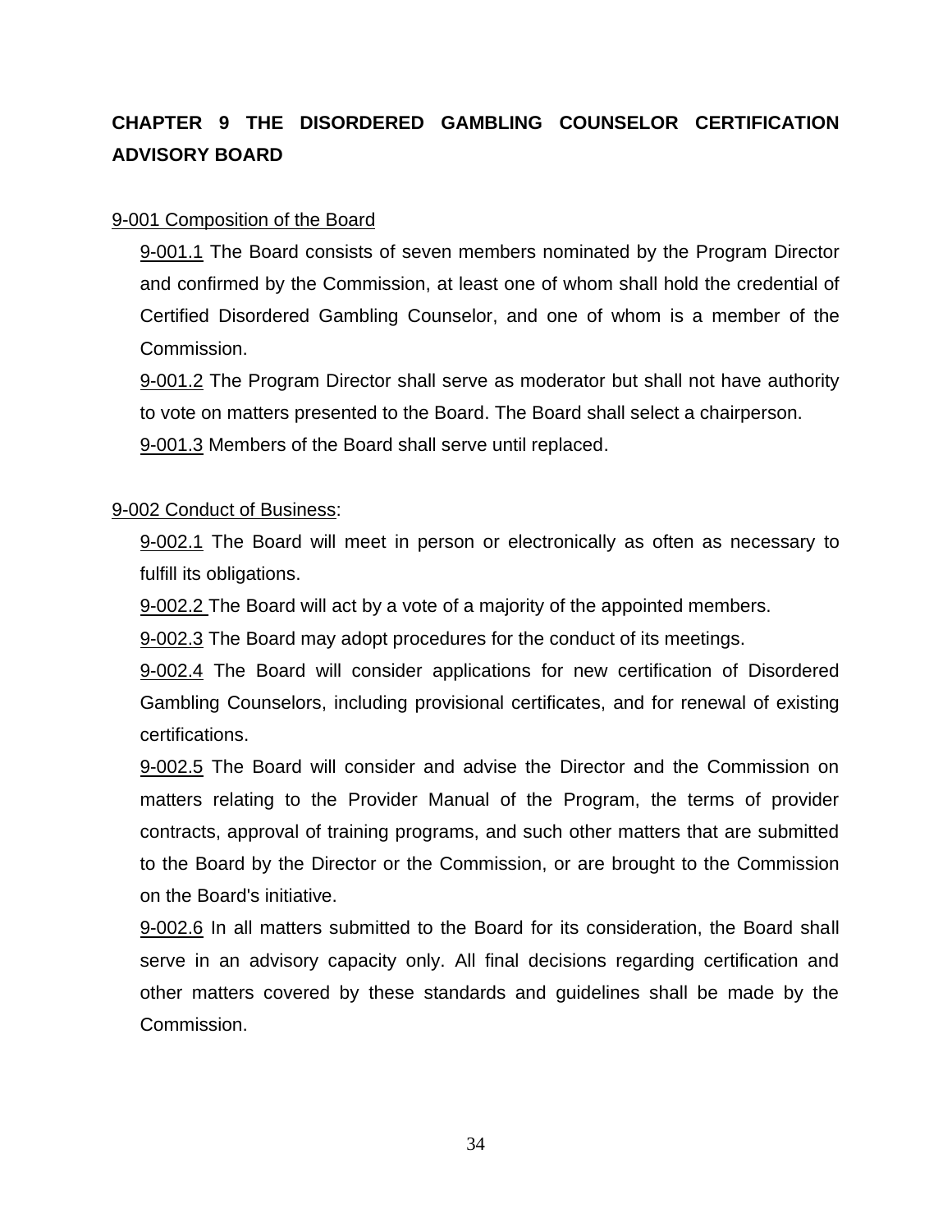## CHAPTER 9 THE DISORDERED GAMBLING COUNSELOR CERTIFICATION ADVISORY BOARD

9-001 Composition of the Board

9-001.1 The Board consists of seven members nominated by the Program Director and confirmed by the Commission, at least one of whom shall hold the credential of Certified Disordered Gambling Counselor, and one of whom is a member of the Commission.

9-001.2 The Program Director shall serve as moderator but shall not have authority to vote on matters presented to the Board. The Board shall select a chairperson.

9-001.3 Members of the Board shall serve until replaced.

9-002 Conduct of Business:

9-002.1 The Board will meet in person or electronically as often as necessary to fulfill its obligations.

9-002.2 The Board will act by a vote of a majority of the appointed members.

9-002.3 The Board may adopt procedures for the conduct of its meetings.

9-002.4 The Board will consider applications for new certification of Disordered Gambling Counselors, including provisional certificates, and for renewal of existing certifications.

9-002.5 The Board will consider and advise the Director and the Commission on matters relating to the Provider Manual of the Program, the terms of provider contracts, approval of training programs, and such other matters that are submitted to the Board by the Director or the Commission, or are brought to the Commission on the Board's initiative.

9-002.6 In all matters submitted to the Board for its consideration, the Board shall serve in an advisory capacity only. All final decisions regarding certification and other matters covered by these standards and guidelines shall be made by the Commission.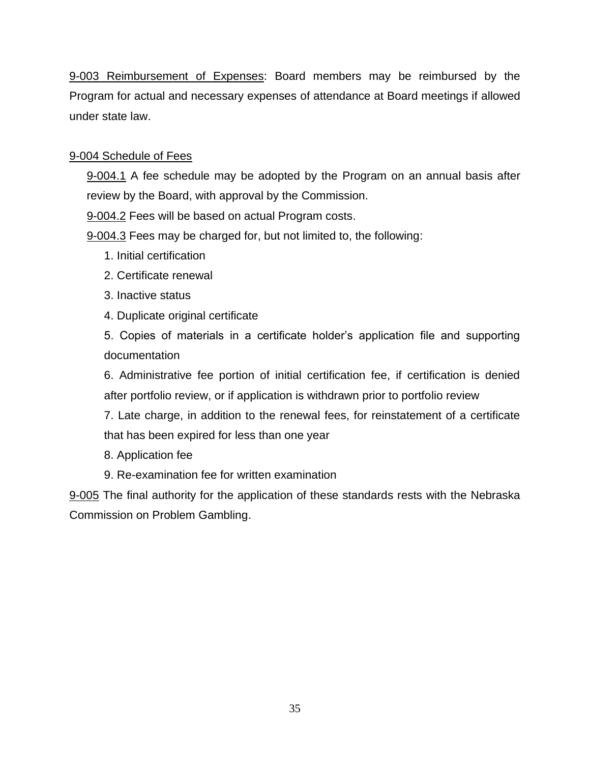9-003 Reimbursement of Expenses: Board members may be reimbursed by the Program for actual and necessary expenses of attendance at Board meetings if allowed under state law.

9-004 Schedule of Fees

9-004.1 A fee schedule may be adopted by the Program on an annual basis after review by the Board, with approval by the Commission.

9-004.2 Fees will be based on actual Program costs.

9-004.3 Fees may be charged for, but not limited to, the following:

1. Initial certification
2. Certificate renewal
3. Inactive status
4. Duplicate original certificate
5. Copies of materials in a certificate holder's application file and supporting documentation
6. Administrative fee portion of initial certification fee, if certification is denied after portfolio review, or if application is withdrawn prior to portfolio review
7. Late charge, in addition to the renewal fees, for reinstatement of a certificate that has been expired for less than one year
8. Application fee
9. Re-examination fee for written examination

9-005 The final authority for the application of these standards rests with the Nebraska Commission on Problem Gambling.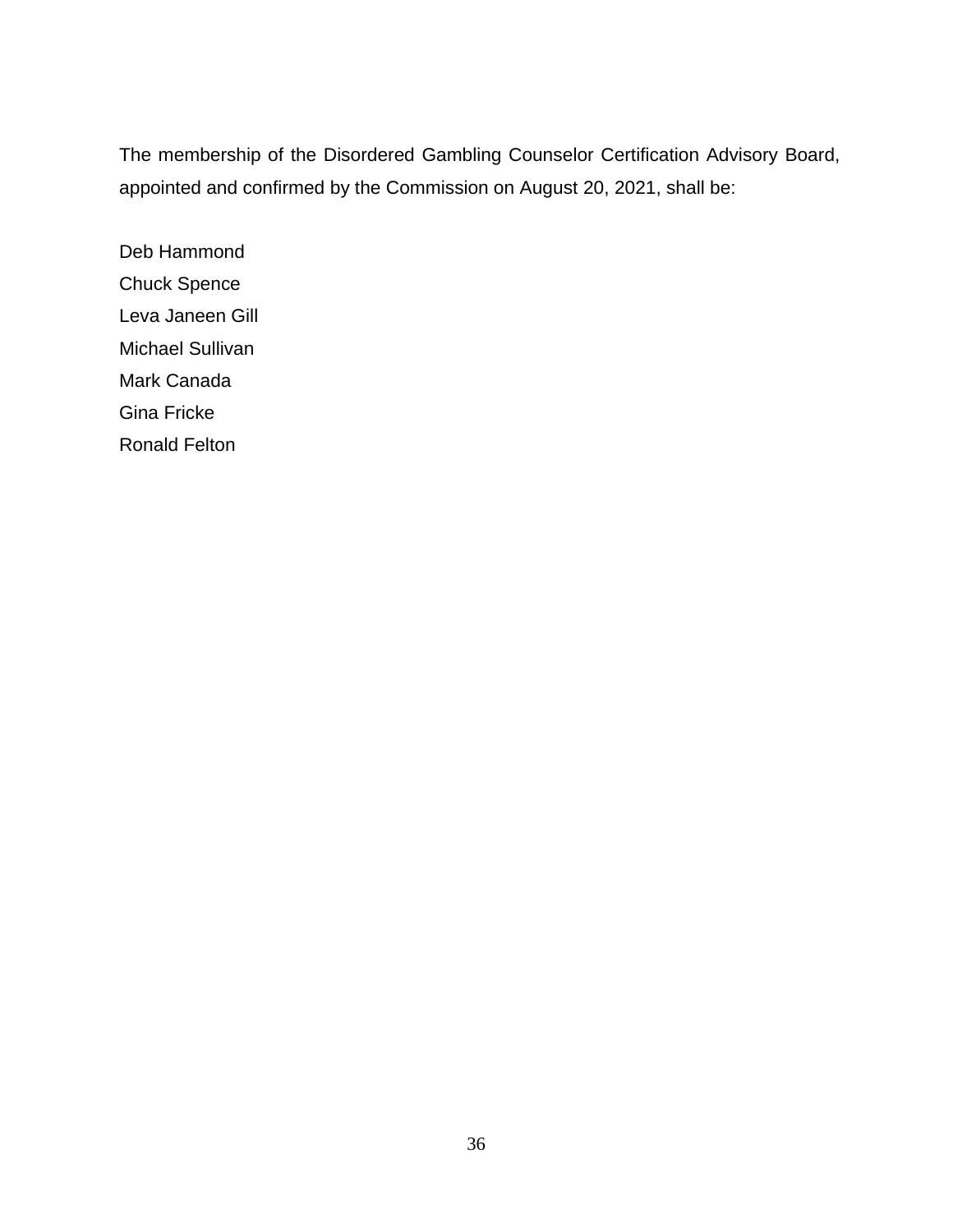The membership of the Disordered Gambling Counselor Certification Advisory Board, appointed and confirmed by the Commission on August 20, 2021, shall be:

Deb Hammond
Chuck Spence
Leva Janeen Gill
Michael Sullivan
Mark Canada
Gina Fricke
Ronald Felton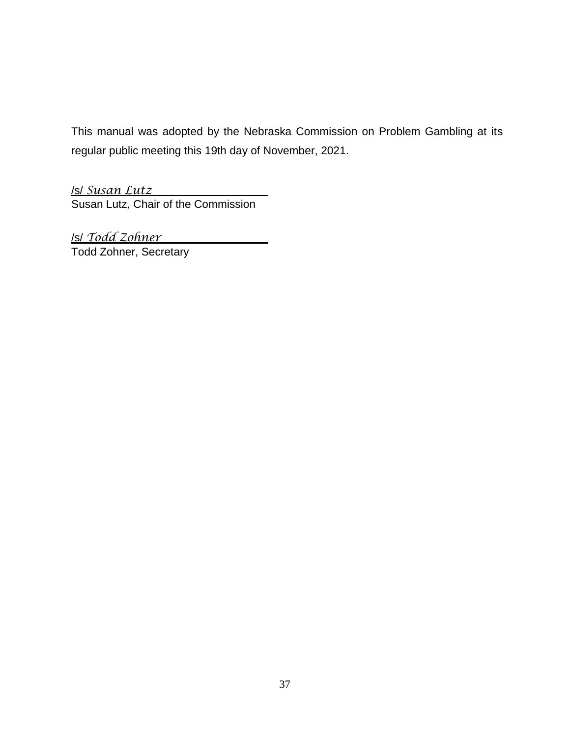This manual was adopted by the Nebraska Commission on Problem Gambling at its regular public meeting this 19th day of November, 2021.

/s/ *Susan Lutz*
Susan Lutz, Chair of the Commission

/s/ *Todd Zohner*
Todd Zohner, Secretary